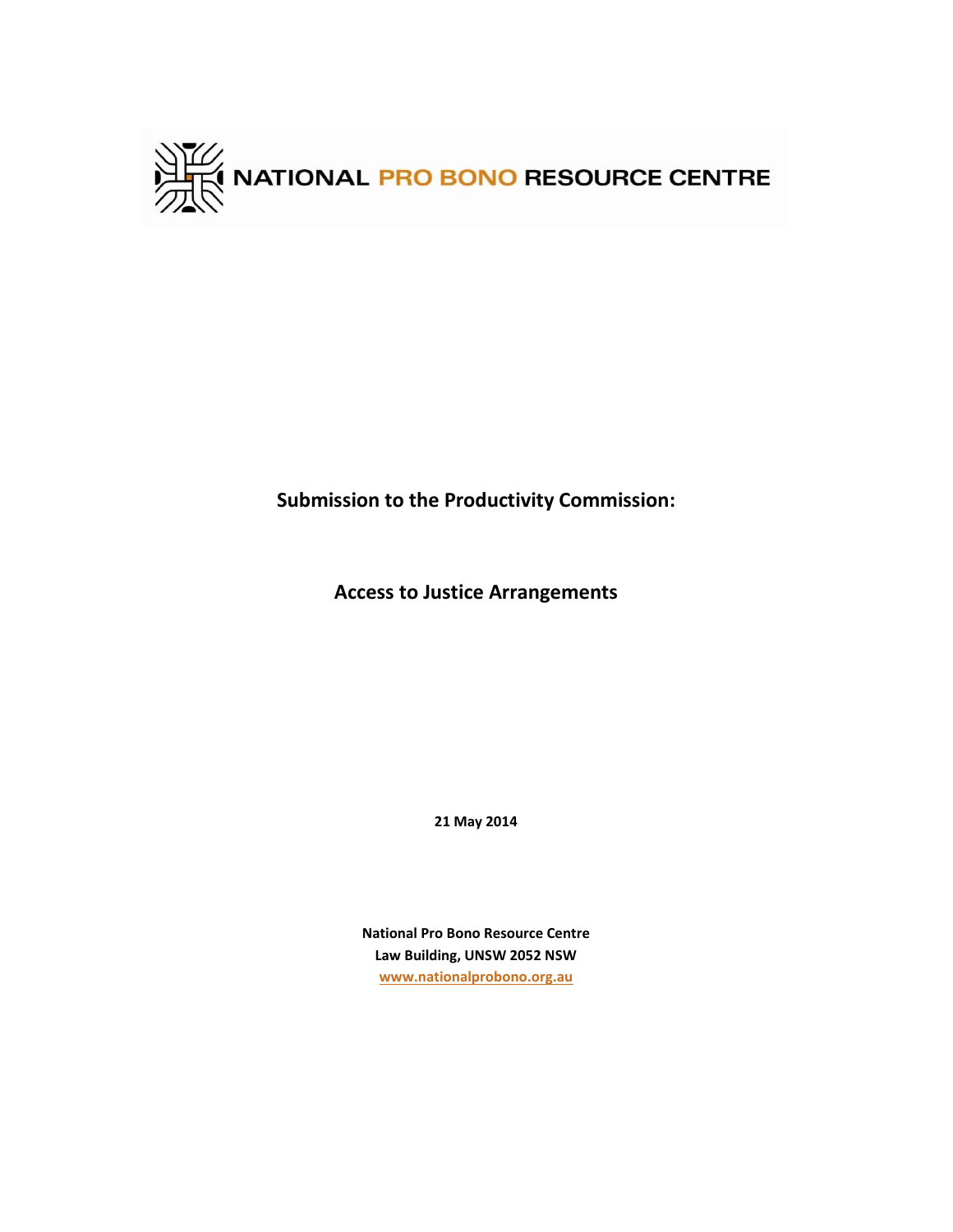NATIONAL PRO BONO RESOURCE CENTRE

**Submission to the Productivity Commission:**

**Access to Justice Arrangements**

**21 May 2014**

**National Pro Bono Resource Centre**
**Law Building, UNSW 2052 NSW**
**[www.nationalprobono.org.au](http://www.nationalprobono.org.au)**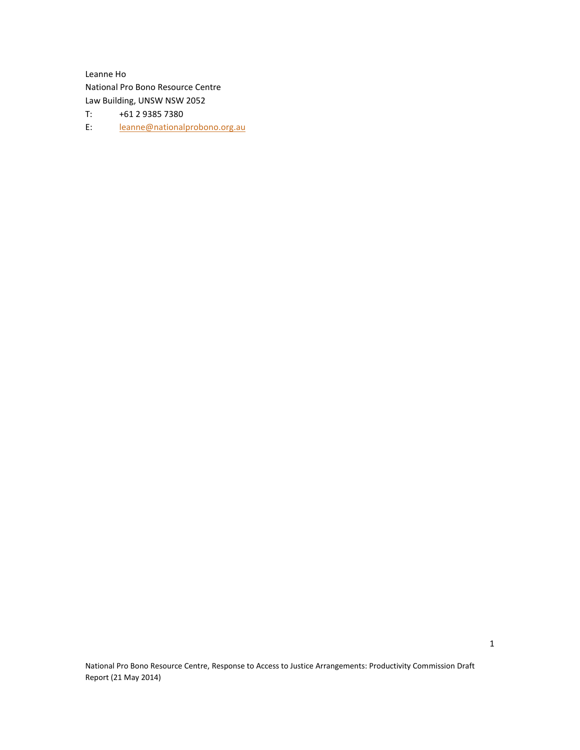Leanne Ho
National Pro Bono Resource Centre
Law Building, UNSW NSW 2052
T: +61 2 9385 7380
E: leanne@nationalprobono.org.au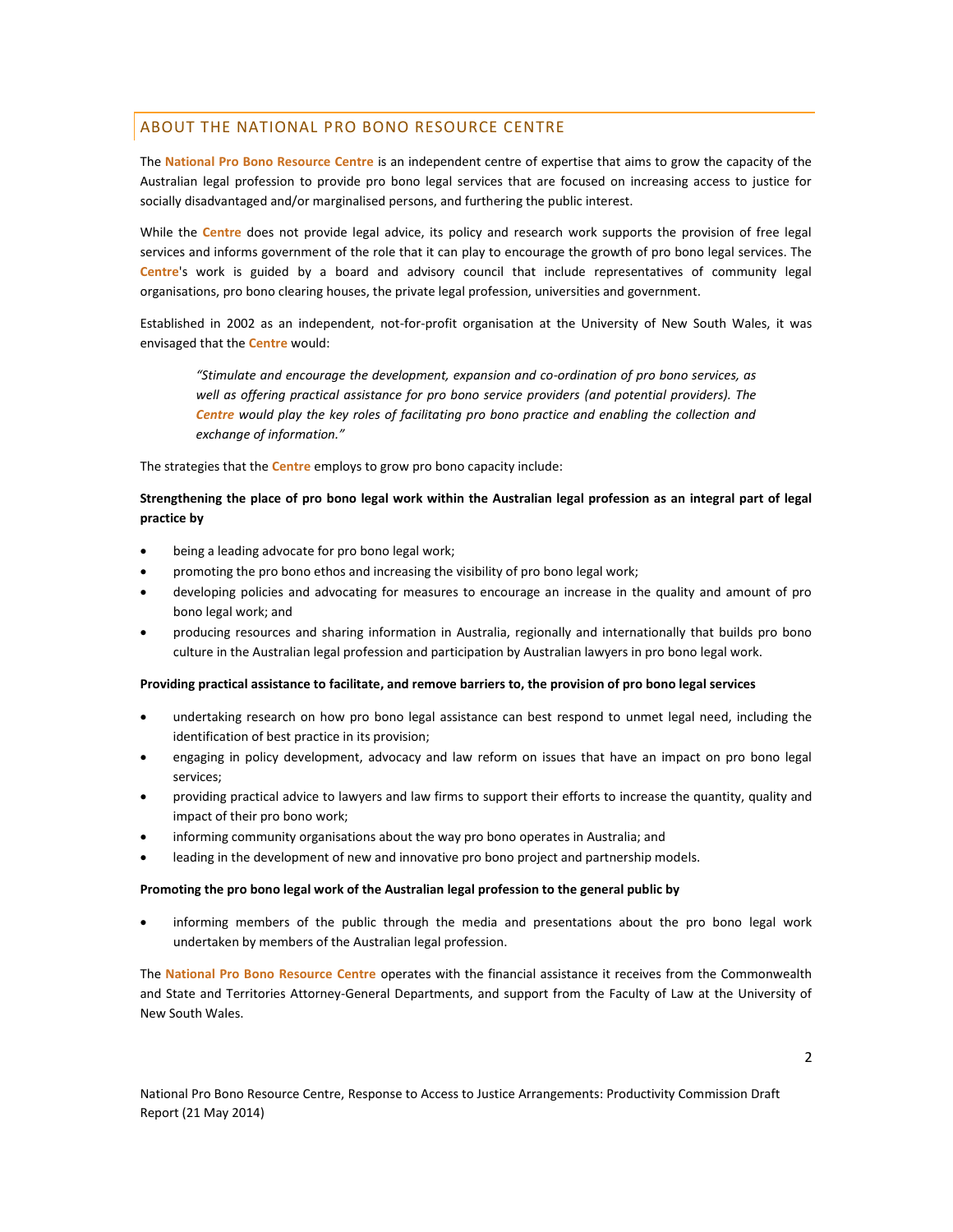## ABOUT THE NATIONAL PRO BONO RESOURCE CENTRE

The **National Pro Bono Resource Centre** is an independent centre of expertise that aims to grow the capacity of the Australian legal profession to provide pro bono legal services that are focused on increasing access to justice for socially disadvantaged and/or marginalised persons, and furthering the public interest.

While the **Centre** does not provide legal advice, its policy and research work supports the provision of free legal services and informs government of the role that it can play to encourage the growth of pro bono legal services. The **Centre**'s work is guided by a board and advisory council that include representatives of community legal organisations, pro bono clearing houses, the private legal profession, universities and government.

Established in 2002 as an independent, not-for-profit organisation at the University of New South Wales, it was envisaged that the **Centre** would:

> *"Stimulate and encourage the development, expansion and co-ordination of pro bono services, as well as offering practical assistance for pro bono service providers (and potential providers). The **Centre** would play the key roles of facilitating pro bono practice and enabling the collection and exchange of information."*

The strategies that the **Centre** employs to grow pro bono capacity include:

**Strengthening the place of pro bono legal work within the Australian legal profession as an integral part of legal practice by**

- being a leading advocate for pro bono legal work;
- promoting the pro bono ethos and increasing the visibility of pro bono legal work;
- developing policies and advocating for measures to encourage an increase in the quality and amount of pro bono legal work; and
- producing resources and sharing information in Australia, regionally and internationally that builds pro bono culture in the Australian legal profession and participation by Australian lawyers in pro bono legal work.

**Providing practical assistance to facilitate, and remove barriers to, the provision of pro bono legal services**

- undertaking research on how pro bono legal assistance can best respond to unmet legal need, including the identification of best practice in its provision;
- engaging in policy development, advocacy and law reform on issues that have an impact on pro bono legal services;
- providing practical advice to lawyers and law firms to support their efforts to increase the quantity, quality and impact of their pro bono work;
- informing community organisations about the way pro bono operates in Australia; and
- leading in the development of new and innovative pro bono project and partnership models.

**Promoting the pro bono legal work of the Australian legal profession to the general public by**

- informing members of the public through the media and presentations about the pro bono legal work undertaken by members of the Australian legal profession.

The **National Pro Bono Resource Centre** operates with the financial assistance it receives from the Commonwealth and State and Territories Attorney-General Departments, and support from the Faculty of Law at the University of New South Wales.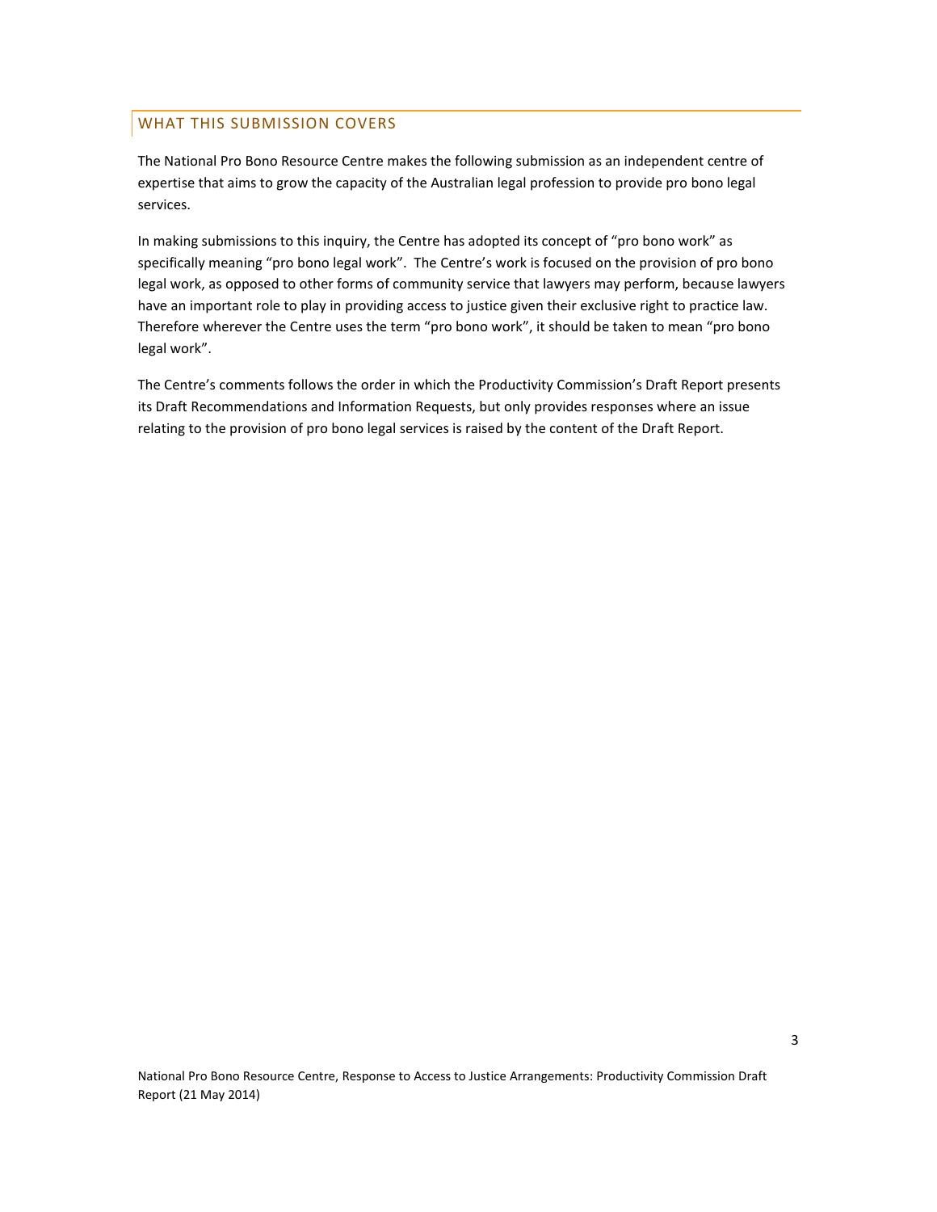## WHAT THIS SUBMISSION COVERS

The National Pro Bono Resource Centre makes the following submission as an independent centre of expertise that aims to grow the capacity of the Australian legal profession to provide pro bono legal services.

In making submissions to this inquiry, the Centre has adopted its concept of "pro bono work" as specifically meaning "pro bono legal work". The Centre's work is focused on the provision of pro bono legal work, as opposed to other forms of community service that lawyers may perform, because lawyers have an important role to play in providing access to justice given their exclusive right to practice law. Therefore wherever the Centre uses the term "pro bono work", it should be taken to mean "pro bono legal work".

The Centre's comments follows the order in which the Productivity Commission's Draft Report presents its Draft Recommendations and Information Requests, but only provides responses where an issue relating to the provision of pro bono legal services is raised by the content of the Draft Report.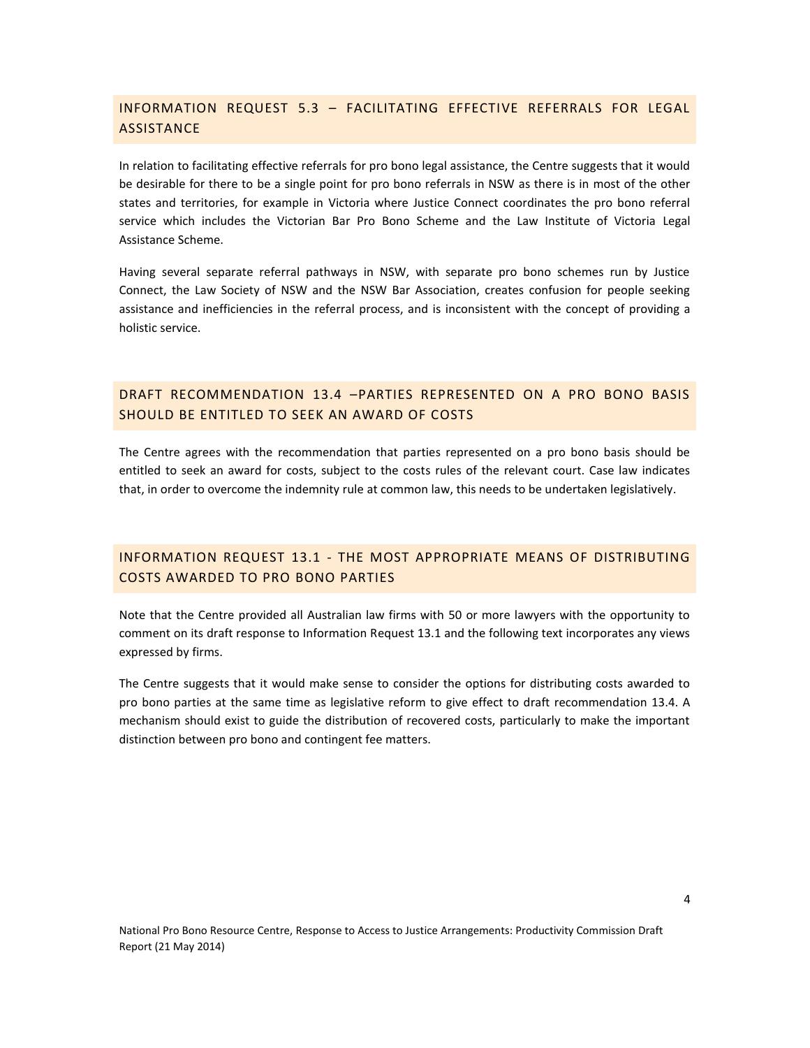## INFORMATION REQUEST 5.3 – FACILITATING EFFECTIVE REFERRALS FOR LEGAL ASSISTANCE

In relation to facilitating effective referrals for pro bono legal assistance, the Centre suggests that it would be desirable for there to be a single point for pro bono referrals in NSW as there is in most of the other states and territories, for example in Victoria where Justice Connect coordinates the pro bono referral service which includes the Victorian Bar Pro Bono Scheme and the Law Institute of Victoria Legal Assistance Scheme.

Having several separate referral pathways in NSW, with separate pro bono schemes run by Justice Connect, the Law Society of NSW and the NSW Bar Association, creates confusion for people seeking assistance and inefficiencies in the referral process, and is inconsistent with the concept of providing a holistic service.

## DRAFT RECOMMENDATION 13.4 –PARTIES REPRESENTED ON A PRO BONO BASIS SHOULD BE ENTITLED TO SEEK AN AWARD OF COSTS

The Centre agrees with the recommendation that parties represented on a pro bono basis should be entitled to seek an award for costs, subject to the costs rules of the relevant court. Case law indicates that, in order to overcome the indemnity rule at common law, this needs to be undertaken legislatively.

## INFORMATION REQUEST 13.1 - THE MOST APPROPRIATE MEANS OF DISTRIBUTING COSTS AWARDED TO PRO BONO PARTIES

Note that the Centre provided all Australian law firms with 50 or more lawyers with the opportunity to comment on its draft response to Information Request 13.1 and the following text incorporates any views expressed by firms.

The Centre suggests that it would make sense to consider the options for distributing costs awarded to pro bono parties at the same time as legislative reform to give effect to draft recommendation 13.4. A mechanism should exist to guide the distribution of recovered costs, particularly to make the important distinction between pro bono and contingent fee matters.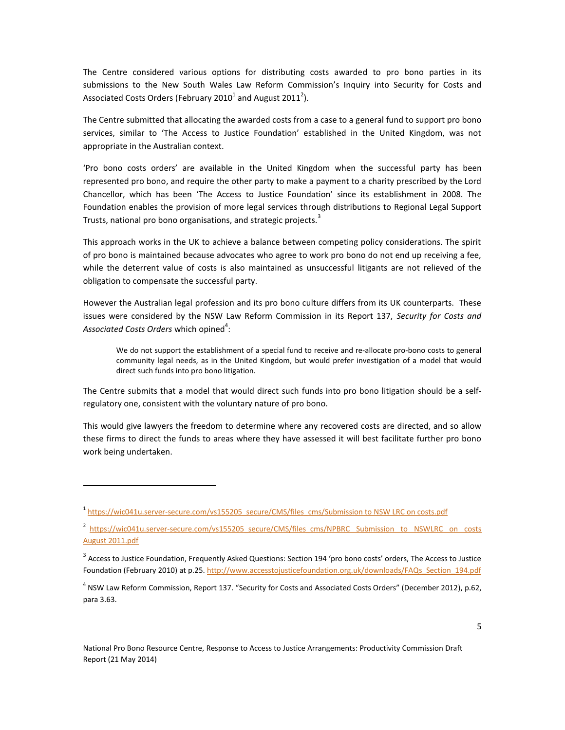The Centre considered various options for distributing costs awarded to pro bono parties in its submissions to the New South Wales Law Reform Commission's Inquiry into Security for Costs and Associated Costs Orders (February 2010[1] and August 2011[2]).

The Centre submitted that allocating the awarded costs from a case to a general fund to support pro bono services, similar to 'The Access to Justice Foundation' established in the United Kingdom, was not appropriate in the Australian context.

'Pro bono costs orders' are available in the United Kingdom when the successful party has been represented pro bono, and require the other party to make a payment to a charity prescribed by the Lord Chancellor, which has been 'The Access to Justice Foundation' since its establishment in 2008. The Foundation enables the provision of more legal services through distributions to Regional Legal Support Trusts, national pro bono organisations, and strategic projects.[3]

This approach works in the UK to achieve a balance between competing policy considerations. The spirit of pro bono is maintained because advocates who agree to work pro bono do not end up receiving a fee, while the deterrent value of costs is also maintained as unsuccessful litigants are not relieved of the obligation to compensate the successful party.

However the Australian legal profession and its pro bono culture differs from its UK counterparts. These issues were considered by the NSW Law Reform Commission in its Report 137, *Security for Costs and Associated Costs Orders* which opined[4]:

> We do not support the establishment of a special fund to receive and re-allocate pro-bono costs to general community legal needs, as in the United Kingdom, but would prefer investigation of a model that would direct such funds into pro bono litigation.

The Centre submits that a model that would direct such funds into pro bono litigation should be a self-regulatory one, consistent with the voluntary nature of pro bono.

This would give lawyers the freedom to determine where any recovered costs are directed, and so allow these firms to direct the funds to areas where they have assessed it will best facilitate further pro bono work being undertaken.

---

[1] https://wic041u.server-secure.com/vs155205_secure/CMS/files_cms/Submission to NSW LRC on costs.pdf

[2] https://wic041u.server-secure.com/vs155205_secure/CMS/files_cms/NPBRC_Submission_to_NSWLRC_on_costs August 2011.pdf

[3] Access to Justice Foundation, Frequently Asked Questions: Section 194 'pro bono costs' orders, The Access to Justice Foundation (February 2010) at p.25. http://www.accesstojusticefoundation.org.uk/downloads/FAQs_Section_194.pdf

[4] NSW Law Reform Commission, Report 137. "Security for Costs and Associated Costs Orders" (December 2012), p.62, para 3.63.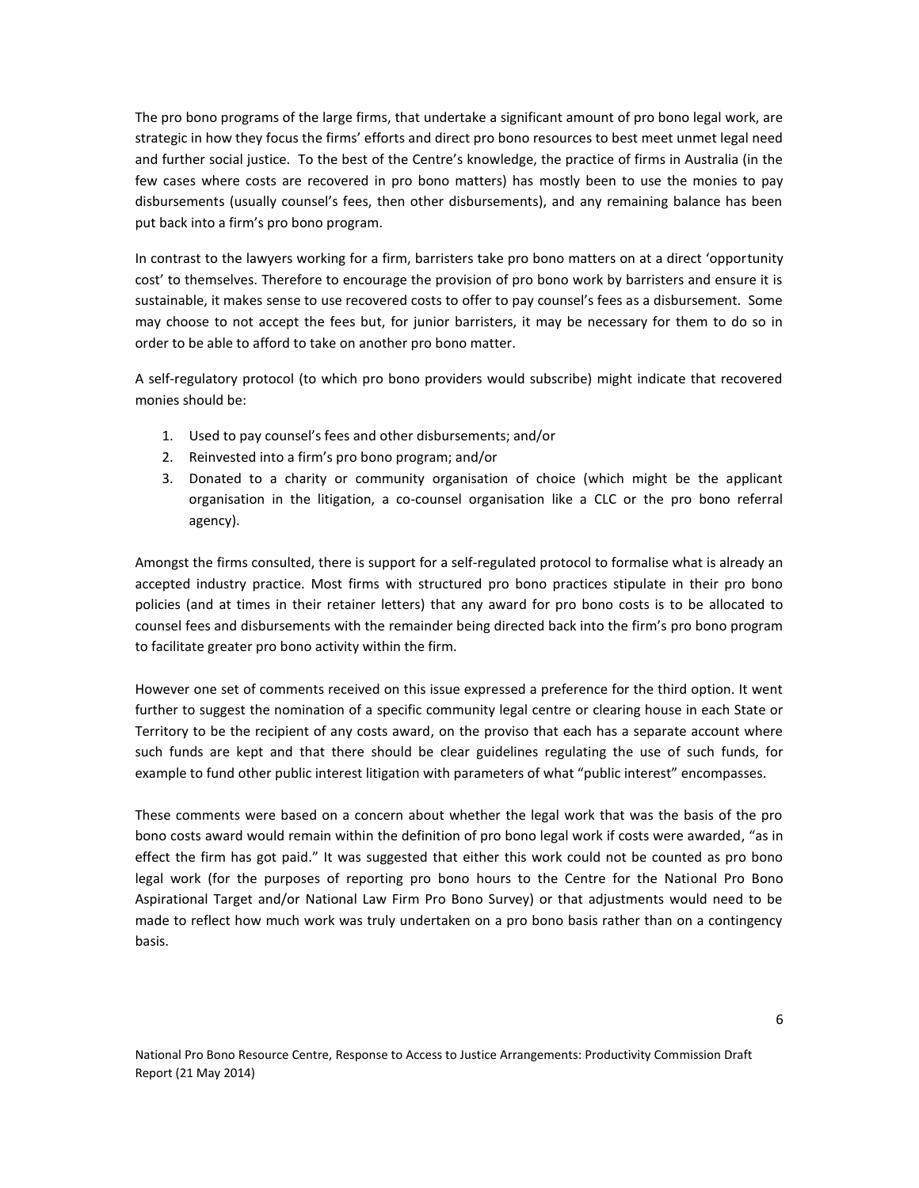The pro bono programs of the large firms, that undertake a significant amount of pro bono legal work, are strategic in how they focus the firms' efforts and direct pro bono resources to best meet unmet legal need and further social justice. To the best of the Centre's knowledge, the practice of firms in Australia (in the few cases where costs are recovered in pro bono matters) has mostly been to use the monies to pay disbursements (usually counsel's fees, then other disbursements), and any remaining balance has been put back into a firm's pro bono program.

In contrast to the lawyers working for a firm, barristers take pro bono matters on at a direct 'opportunity cost' to themselves. Therefore to encourage the provision of pro bono work by barristers and ensure it is sustainable, it makes sense to use recovered costs to offer to pay counsel's fees as a disbursement. Some may choose to not accept the fees but, for junior barristers, it may be necessary for them to do so in order to be able to afford to take on another pro bono matter.

A self-regulatory protocol (to which pro bono providers would subscribe) might indicate that recovered monies should be:

1. Used to pay counsel's fees and other disbursements; and/or
2. Reinvested into a firm's pro bono program; and/or
3. Donated to a charity or community organisation of choice (which might be the applicant organisation in the litigation, a co-counsel organisation like a CLC or the pro bono referral agency).

Amongst the firms consulted, there is support for a self-regulated protocol to formalise what is already an accepted industry practice. Most firms with structured pro bono practices stipulate in their pro bono policies (and at times in their retainer letters) that any award for pro bono costs is to be allocated to counsel fees and disbursements with the remainder being directed back into the firm's pro bono program to facilitate greater pro bono activity within the firm.

However one set of comments received on this issue expressed a preference for the third option. It went further to suggest the nomination of a specific community legal centre or clearing house in each State or Territory to be the recipient of any costs award, on the proviso that each has a separate account where such funds are kept and that there should be clear guidelines regulating the use of such funds, for example to fund other public interest litigation with parameters of what "public interest" encompasses.

These comments were based on a concern about whether the legal work that was the basis of the pro bono costs award would remain within the definition of pro bono legal work if costs were awarded, "as in effect the firm has got paid." It was suggested that either this work could not be counted as pro bono legal work (for the purposes of reporting pro bono hours to the Centre for the National Pro Bono Aspirational Target and/or National Law Firm Pro Bono Survey) or that adjustments would need to be made to reflect how much work was truly undertaken on a pro bono basis rather than on a contingency basis.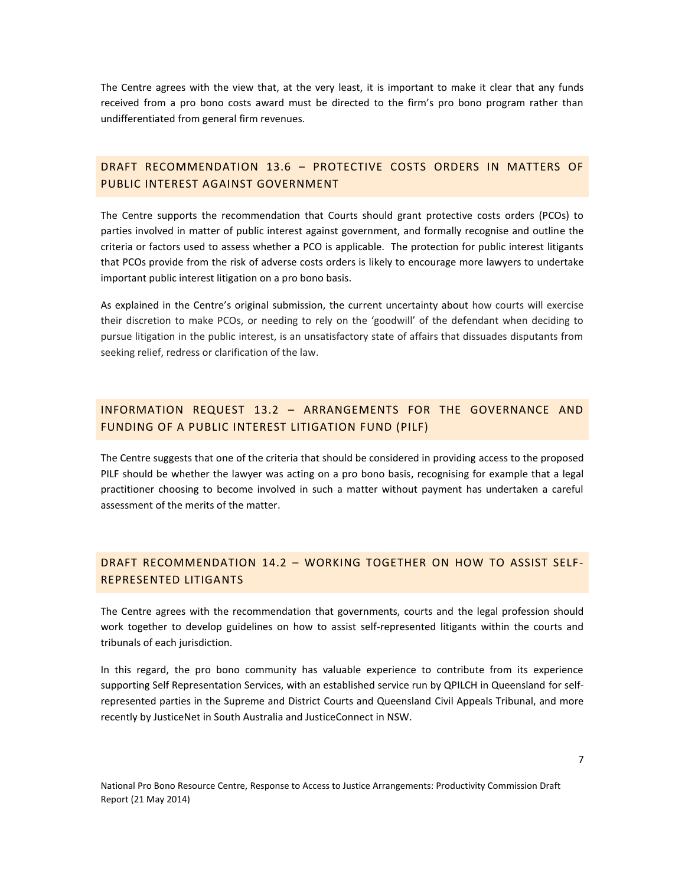The Centre agrees with the view that, at the very least, it is important to make it clear that any funds received from a pro bono costs award must be directed to the firm's pro bono program rather than undifferentiated from general firm revenues.

## DRAFT RECOMMENDATION 13.6 – PROTECTIVE COSTS ORDERS IN MATTERS OF PUBLIC INTEREST AGAINST GOVERNMENT

The Centre supports the recommendation that Courts should grant protective costs orders (PCOs) to parties involved in matter of public interest against government, and formally recognise and outline the criteria or factors used to assess whether a PCO is applicable. The protection for public interest litigants that PCOs provide from the risk of adverse costs orders is likely to encourage more lawyers to undertake important public interest litigation on a pro bono basis.

As explained in the Centre's original submission, the current uncertainty about how courts will exercise their discretion to make PCOs, or needing to rely on the 'goodwill' of the defendant when deciding to pursue litigation in the public interest, is an unsatisfactory state of affairs that dissuades disputants from seeking relief, redress or clarification of the law.

## INFORMATION REQUEST 13.2 – ARRANGEMENTS FOR THE GOVERNANCE AND FUNDING OF A PUBLIC INTEREST LITIGATION FUND (PILF)

The Centre suggests that one of the criteria that should be considered in providing access to the proposed PILF should be whether the lawyer was acting on a pro bono basis, recognising for example that a legal practitioner choosing to become involved in such a matter without payment has undertaken a careful assessment of the merits of the matter.

## DRAFT RECOMMENDATION 14.2 – WORKING TOGETHER ON HOW TO ASSIST SELF-REPRESENTED LITIGANTS

The Centre agrees with the recommendation that governments, courts and the legal profession should work together to develop guidelines on how to assist self-represented litigants within the courts and tribunals of each jurisdiction.

In this regard, the pro bono community has valuable experience to contribute from its experience supporting Self Representation Services, with an established service run by QPILCH in Queensland for self-represented parties in the Supreme and District Courts and Queensland Civil Appeals Tribunal, and more recently by JusticeNet in South Australia and JusticeConnect in NSW.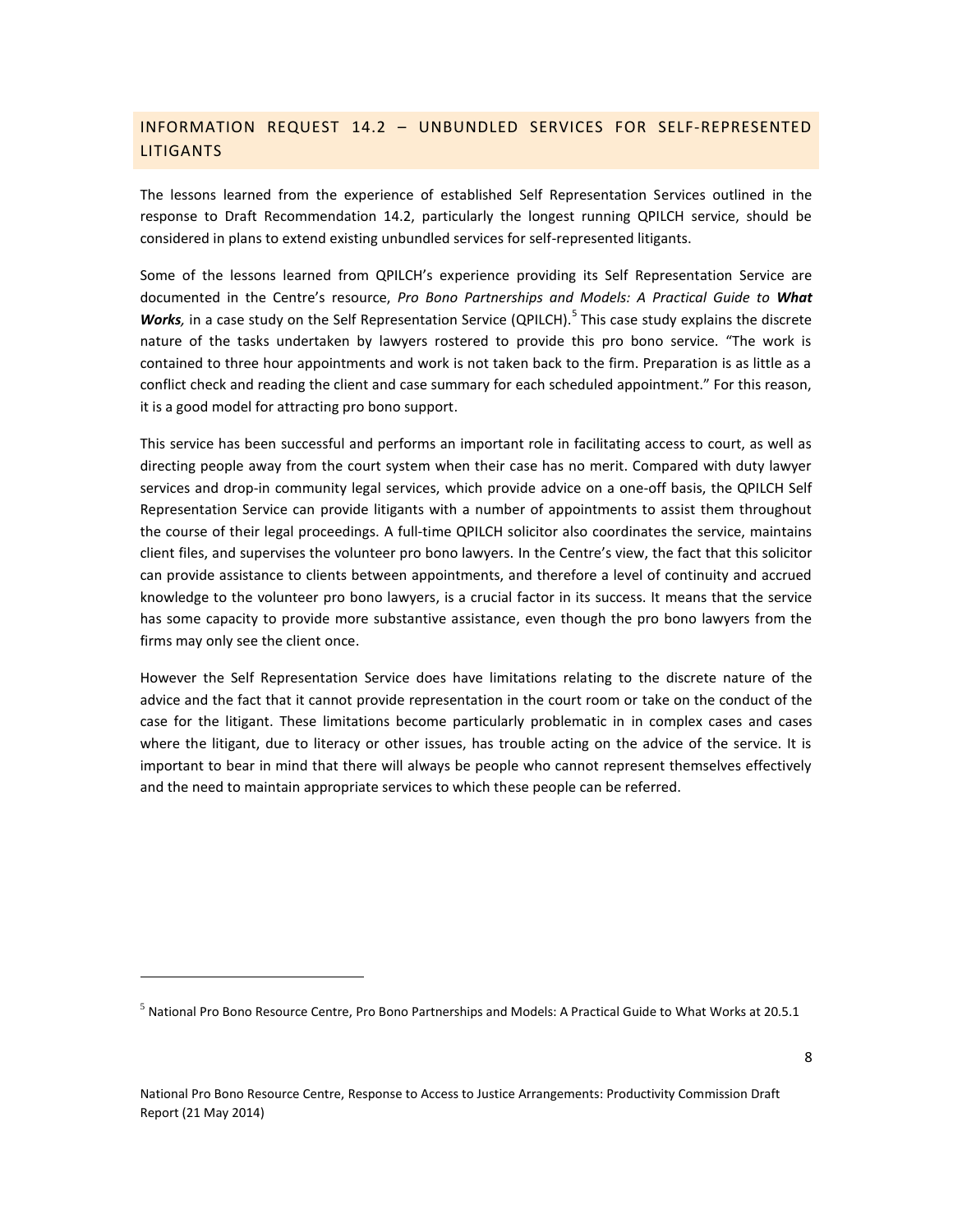## INFORMATION REQUEST 14.2 – UNBUNDLED SERVICES FOR SELF-REPRESENTED LITIGANTS

The lessons learned from the experience of established Self Representation Services outlined in the response to Draft Recommendation 14.2, particularly the longest running QPILCH service, should be considered in plans to extend existing unbundled services for self-represented litigants.

Some of the lessons learned from QPILCH's experience providing its Self Representation Service are documented in the Centre's resource, *Pro Bono Partnerships and Models: A Practical Guide to **What Works**,* in a case study on the Self Representation Service (QPILCH).[5] This case study explains the discrete nature of the tasks undertaken by lawyers rostered to provide this pro bono service. "The work is contained to three hour appointments and work is not taken back to the firm. Preparation is as little as a conflict check and reading the client and case summary for each scheduled appointment." For this reason, it is a good model for attracting pro bono support.

This service has been successful and performs an important role in facilitating access to court, as well as directing people away from the court system when their case has no merit. Compared with duty lawyer services and drop-in community legal services, which provide advice on a one-off basis, the QPILCH Self Representation Service can provide litigants with a number of appointments to assist them throughout the course of their legal proceedings. A full-time QPILCH solicitor also coordinates the service, maintains client files, and supervises the volunteer pro bono lawyers. In the Centre's view, the fact that this solicitor can provide assistance to clients between appointments, and therefore a level of continuity and accrued knowledge to the volunteer pro bono lawyers, is a crucial factor in its success. It means that the service has some capacity to provide more substantive assistance, even though the pro bono lawyers from the firms may only see the client once.

However the Self Representation Service does have limitations relating to the discrete nature of the advice and the fact that it cannot provide representation in the court room or take on the conduct of the case for the litigant. These limitations become particularly problematic in in complex cases and cases where the litigant, due to literacy or other issues, has trouble acting on the advice of the service. It is important to bear in mind that there will always be people who cannot represent themselves effectively and the need to maintain appropriate services to which these people can be referred.

---

[5] National Pro Bono Resource Centre, Pro Bono Partnerships and Models: A Practical Guide to What Works at 20.5.1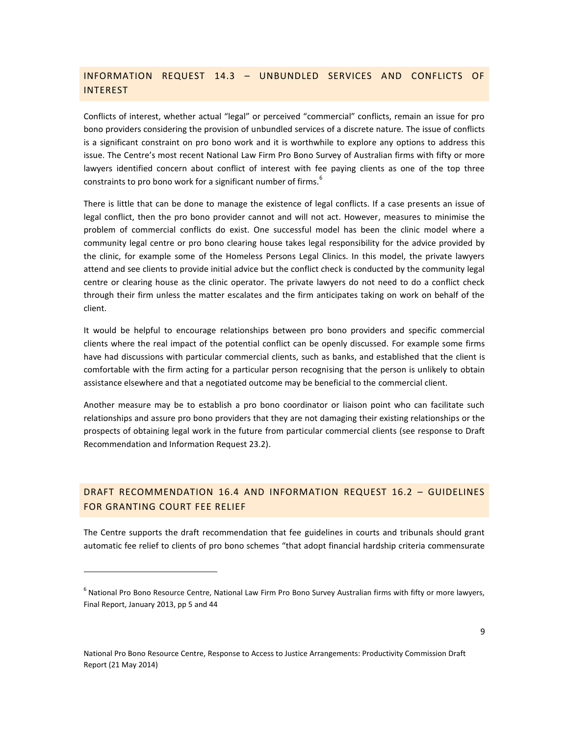## INFORMATION REQUEST 14.3 – UNBUNDLED SERVICES AND CONFLICTS OF INTEREST

Conflicts of interest, whether actual "legal" or perceived "commercial" conflicts, remain an issue for pro bono providers considering the provision of unbundled services of a discrete nature. The issue of conflicts is a significant constraint on pro bono work and it is worthwhile to explore any options to address this issue. The Centre's most recent National Law Firm Pro Bono Survey of Australian firms with fifty or more lawyers identified concern about conflict of interest with fee paying clients as one of the top three constraints to pro bono work for a significant number of firms.[6]

There is little that can be done to manage the existence of legal conflicts. If a case presents an issue of legal conflict, then the pro bono provider cannot and will not act. However, measures to minimise the problem of commercial conflicts do exist. One successful model has been the clinic model where a community legal centre or pro bono clearing house takes legal responsibility for the advice provided by the clinic, for example some of the Homeless Persons Legal Clinics. In this model, the private lawyers attend and see clients to provide initial advice but the conflict check is conducted by the community legal centre or clearing house as the clinic operator. The private lawyers do not need to do a conflict check through their firm unless the matter escalates and the firm anticipates taking on work on behalf of the client.

It would be helpful to encourage relationships between pro bono providers and specific commercial clients where the real impact of the potential conflict can be openly discussed. For example some firms have had discussions with particular commercial clients, such as banks, and established that the client is comfortable with the firm acting for a particular person recognising that the person is unlikely to obtain assistance elsewhere and that a negotiated outcome may be beneficial to the commercial client.

Another measure may be to establish a pro bono coordinator or liaison point who can facilitate such relationships and assure pro bono providers that they are not damaging their existing relationships or the prospects of obtaining legal work in the future from particular commercial clients (see response to Draft Recommendation and Information Request 23.2).

## DRAFT RECOMMENDATION 16.4 AND INFORMATION REQUEST 16.2 – GUIDELINES FOR GRANTING COURT FEE RELIEF

The Centre supports the draft recommendation that fee guidelines in courts and tribunals should grant automatic fee relief to clients of pro bono schemes "that adopt financial hardship criteria commensurate

---

[6] National Pro Bono Resource Centre, National Law Firm Pro Bono Survey Australian firms with fifty or more lawyers, Final Report, January 2013, pp 5 and 44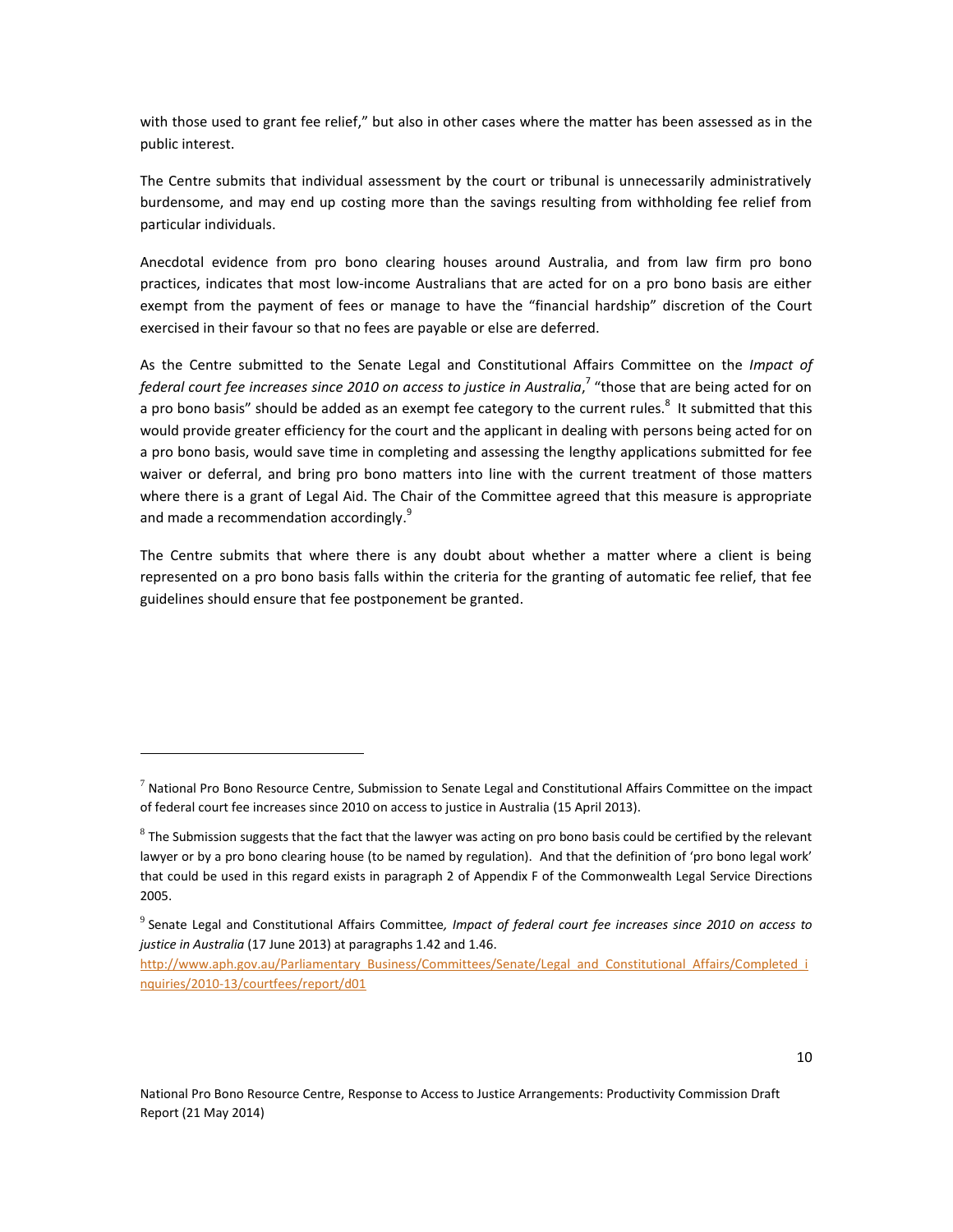with those used to grant fee relief," but also in other cases where the matter has been assessed as in the public interest.

The Centre submits that individual assessment by the court or tribunal is unnecessarily administratively burdensome, and may end up costing more than the savings resulting from withholding fee relief from particular individuals.

Anecdotal evidence from pro bono clearing houses around Australia, and from law firm pro bono practices, indicates that most low-income Australians that are acted for on a pro bono basis are either exempt from the payment of fees or manage to have the "financial hardship" discretion of the Court exercised in their favour so that no fees are payable or else are deferred.

As the Centre submitted to the Senate Legal and Constitutional Affairs Committee on the *Impact of federal court fee increases since 2010 on access to justice in Australia*,[7] "those that are being acted for on a pro bono basis" should be added as an exempt fee category to the current rules.[8] It submitted that this would provide greater efficiency for the court and the applicant in dealing with persons being acted for on a pro bono basis, would save time in completing and assessing the lengthy applications submitted for fee waiver or deferral, and bring pro bono matters into line with the current treatment of those matters where there is a grant of Legal Aid. The Chair of the Committee agreed that this measure is appropriate and made a recommendation accordingly.[9]

The Centre submits that where there is any doubt about whether a matter where a client is being represented on a pro bono basis falls within the criteria for the granting of automatic fee relief, that fee guidelines should ensure that fee postponement be granted.

---

[7] National Pro Bono Resource Centre, Submission to Senate Legal and Constitutional Affairs Committee on the impact of federal court fee increases since 2010 on access to justice in Australia (15 April 2013).

[8] The Submission suggests that the fact that the lawyer was acting on pro bono basis could be certified by the relevant lawyer or by a pro bono clearing house (to be named by regulation). And that the definition of 'pro bono legal work' that could be used in this regard exists in paragraph 2 of Appendix F of the Commonwealth Legal Service Directions 2005.

[9] Senate Legal and Constitutional Affairs Committee*, Impact of federal court fee increases since 2010 on access to justice in Australia* (17 June 2013) at paragraphs 1.42 and 1.46. http://www.aph.gov.au/Parliamentary_Business/Committees/Senate/Legal_and_Constitutional_Affairs/Completed_inquiries/2010-13/courtfees/report/d01

National Pro Bono Resource Centre, Response to Access to Justice Arrangements: Productivity Commission Draft Report (21 May 2014)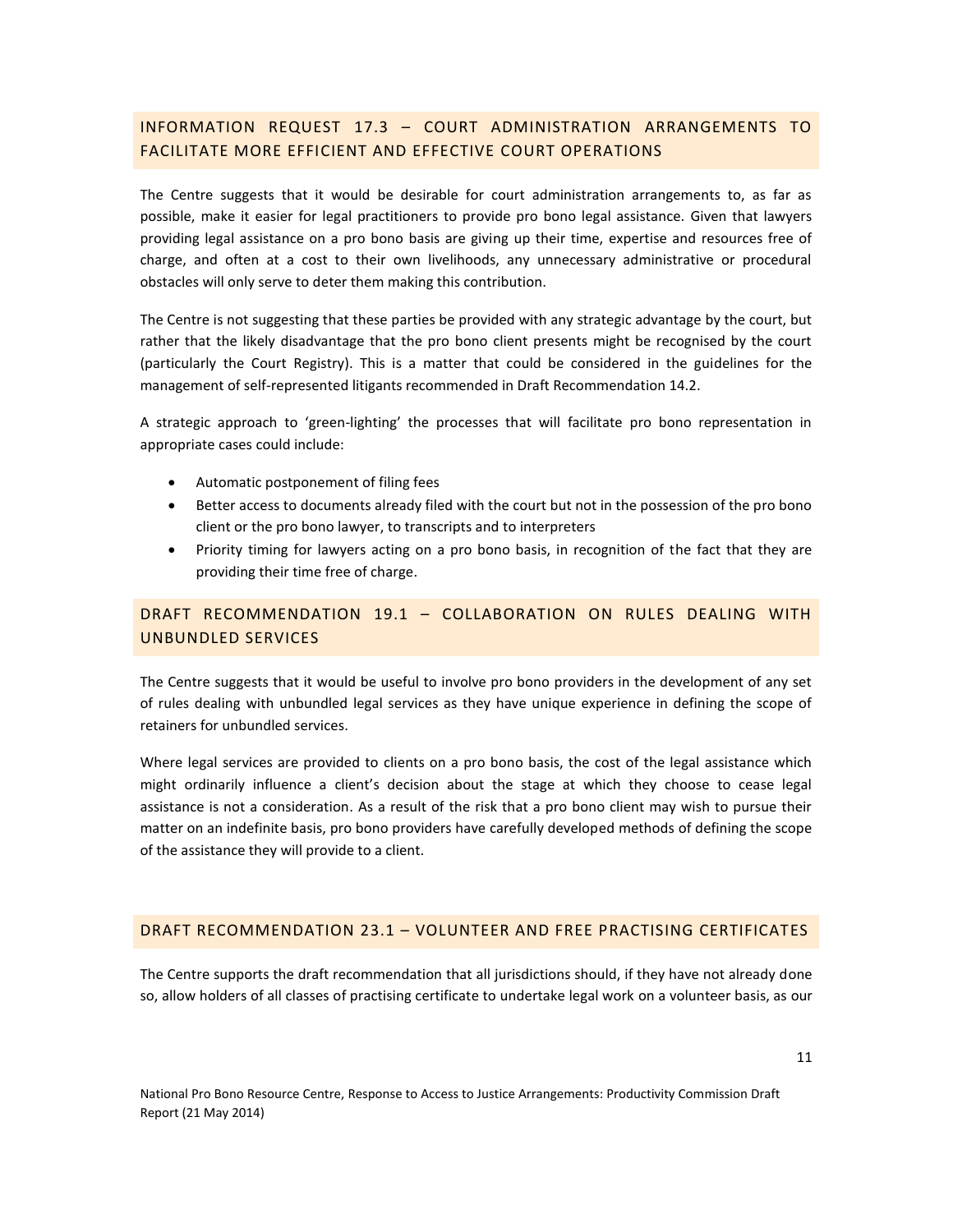## INFORMATION REQUEST 17.3 – COURT ADMINISTRATION ARRANGEMENTS TO FACILITATE MORE EFFICIENT AND EFFECTIVE COURT OPERATIONS

The Centre suggests that it would be desirable for court administration arrangements to, as far as possible, make it easier for legal practitioners to provide pro bono legal assistance. Given that lawyers providing legal assistance on a pro bono basis are giving up their time, expertise and resources free of charge, and often at a cost to their own livelihoods, any unnecessary administrative or procedural obstacles will only serve to deter them making this contribution.

The Centre is not suggesting that these parties be provided with any strategic advantage by the court, but rather that the likely disadvantage that the pro bono client presents might be recognised by the court (particularly the Court Registry). This is a matter that could be considered in the guidelines for the management of self-represented litigants recommended in Draft Recommendation 14.2.

A strategic approach to 'green-lighting' the processes that will facilitate pro bono representation in appropriate cases could include:

- Automatic postponement of filing fees
- Better access to documents already filed with the court but not in the possession of the pro bono client or the pro bono lawyer, to transcripts and to interpreters
- Priority timing for lawyers acting on a pro bono basis, in recognition of the fact that they are providing their time free of charge.

## DRAFT RECOMMENDATION 19.1 – COLLABORATION ON RULES DEALING WITH UNBUNDLED SERVICES

The Centre suggests that it would be useful to involve pro bono providers in the development of any set of rules dealing with unbundled legal services as they have unique experience in defining the scope of retainers for unbundled services.

Where legal services are provided to clients on a pro bono basis, the cost of the legal assistance which might ordinarily influence a client's decision about the stage at which they choose to cease legal assistance is not a consideration. As a result of the risk that a pro bono client may wish to pursue their matter on an indefinite basis, pro bono providers have carefully developed methods of defining the scope of the assistance they will provide to a client.

## DRAFT RECOMMENDATION 23.1 – VOLUNTEER AND FREE PRACTISING CERTIFICATES

The Centre supports the draft recommendation that all jurisdictions should, if they have not already done so, allow holders of all classes of practising certificate to undertake legal work on a volunteer basis, as our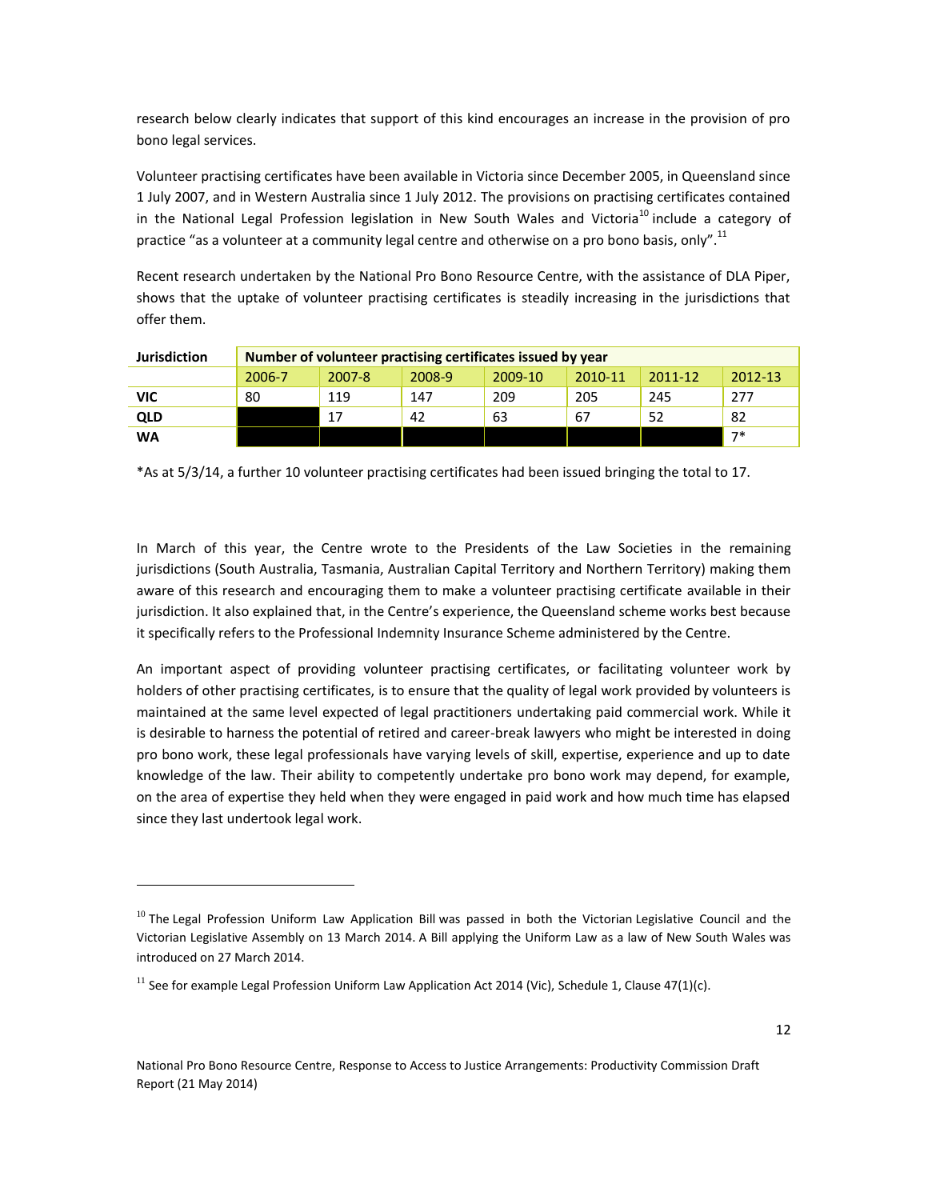research below clearly indicates that support of this kind encourages an increase in the provision of pro bono legal services.

Volunteer practising certificates have been available in Victoria since December 2005, in Queensland since 1 July 2007, and in Western Australia since 1 July 2012. The provisions on practising certificates contained in the National Legal Profession legislation in New South Wales and Victoria[10] include a category of practice "as a volunteer at a community legal centre and otherwise on a pro bono basis, only".[11]

Recent research undertaken by the National Pro Bono Resource Centre, with the assistance of DLA Piper, shows that the uptake of volunteer practising certificates is steadily increasing in the jurisdictions that offer them.

| **Jurisdiction** | **Number of volunteer practising certificates issued by year** | | | | | | |
|---|---|---|---|---|---|---|---|
| | 2006-7 | 2007-8 | 2008-9 | 2009-10 | 2010-11 | 2011-12 | 2012-13 |
| **VIC** | 80 | 119 | 147 | 209 | 205 | 245 | 277 |
| **QLD** | | 17 | 42 | 63 | 67 | 52 | 82 |
| **WA** | | | | | | | 7* |

*As at 5/3/14, a further 10 volunteer practising certificates had been issued bringing the total to 17.

In March of this year, the Centre wrote to the Presidents of the Law Societies in the remaining jurisdictions (South Australia, Tasmania, Australian Capital Territory and Northern Territory) making them aware of this research and encouraging them to make a volunteer practising certificate available in their jurisdiction. It also explained that, in the Centre's experience, the Queensland scheme works best because it specifically refers to the Professional Indemnity Insurance Scheme administered by the Centre.

An important aspect of providing volunteer practising certificates, or facilitating volunteer work by holders of other practising certificates, is to ensure that the quality of legal work provided by volunteers is maintained at the same level expected of legal practitioners undertaking paid commercial work. While it is desirable to harness the potential of retired and career-break lawyers who might be interested in doing pro bono work, these legal professionals have varying levels of skill, expertise, experience and up to date knowledge of the law. Their ability to competently undertake pro bono work may depend, for example, on the area of expertise they held when they were engaged in paid work and how much time has elapsed since they last undertook legal work.

---

[10] The Legal Profession Uniform Law Application Bill was passed in both the Victorian Legislative Council and the Victorian Legislative Assembly on 13 March 2014. A Bill applying the Uniform Law as a law of New South Wales was introduced on 27 March 2014.

[11] See for example Legal Profession Uniform Law Application Act 2014 (Vic), Schedule 1, Clause 47(1)(c).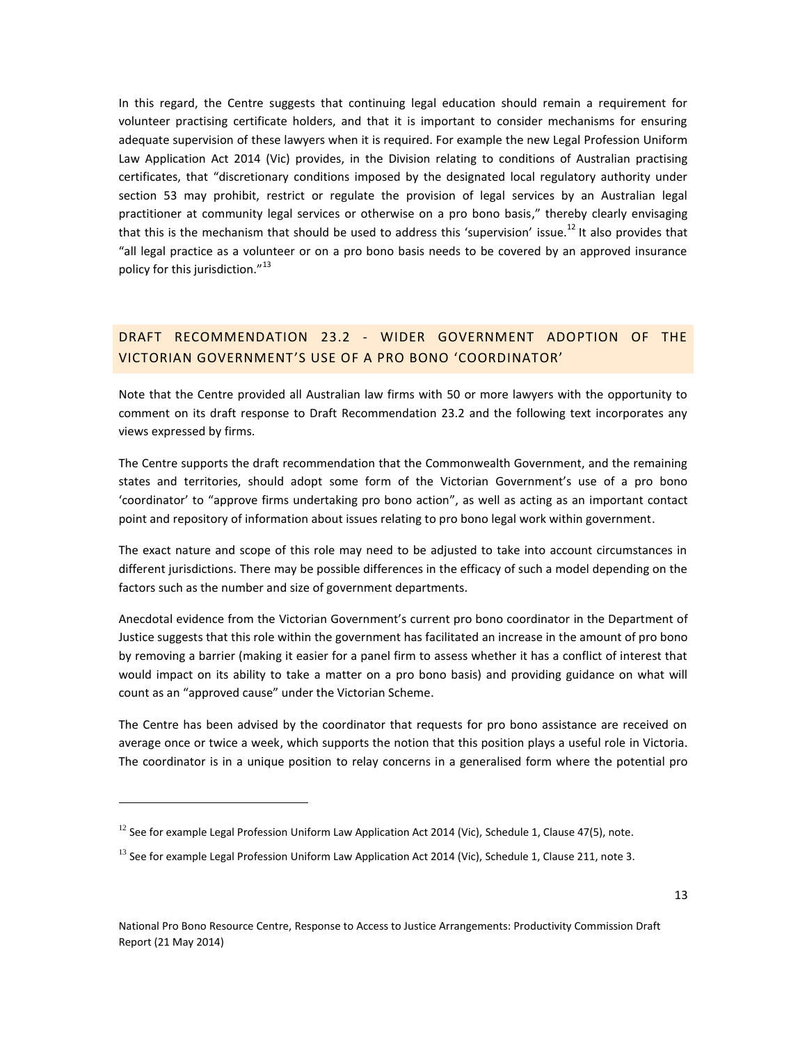In this regard, the Centre suggests that continuing legal education should remain a requirement for volunteer practising certificate holders, and that it is important to consider mechanisms for ensuring adequate supervision of these lawyers when it is required. For example the new Legal Profession Uniform Law Application Act 2014 (Vic) provides, in the Division relating to conditions of Australian practising certificates, that "discretionary conditions imposed by the designated local regulatory authority under section 53 may prohibit, restrict or regulate the provision of legal services by an Australian legal practitioner at community legal services or otherwise on a pro bono basis," thereby clearly envisaging that this is the mechanism that should be used to address this 'supervision' issue.[12] It also provides that "all legal practice as a volunteer or on a pro bono basis needs to be covered by an approved insurance policy for this jurisdiction."[13]

## DRAFT RECOMMENDATION 23.2 - WIDER GOVERNMENT ADOPTION OF THE VICTORIAN GOVERNMENT'S USE OF A PRO BONO 'COORDINATOR'

Note that the Centre provided all Australian law firms with 50 or more lawyers with the opportunity to comment on its draft response to Draft Recommendation 23.2 and the following text incorporates any views expressed by firms.

The Centre supports the draft recommendation that the Commonwealth Government, and the remaining states and territories, should adopt some form of the Victorian Government's use of a pro bono 'coordinator' to "approve firms undertaking pro bono action", as well as acting as an important contact point and repository of information about issues relating to pro bono legal work within government.

The exact nature and scope of this role may need to be adjusted to take into account circumstances in different jurisdictions. There may be possible differences in the efficacy of such a model depending on the factors such as the number and size of government departments.

Anecdotal evidence from the Victorian Government's current pro bono coordinator in the Department of Justice suggests that this role within the government has facilitated an increase in the amount of pro bono by removing a barrier (making it easier for a panel firm to assess whether it has a conflict of interest that would impact on its ability to take a matter on a pro bono basis) and providing guidance on what will count as an "approved cause" under the Victorian Scheme.

The Centre has been advised by the coordinator that requests for pro bono assistance are received on average once or twice a week, which supports the notion that this position plays a useful role in Victoria. The coordinator is in a unique position to relay concerns in a generalised form where the potential pro

---

[12] See for example Legal Profession Uniform Law Application Act 2014 (Vic), Schedule 1, Clause 47(5), note.

[13] See for example Legal Profession Uniform Law Application Act 2014 (Vic), Schedule 1, Clause 211, note 3.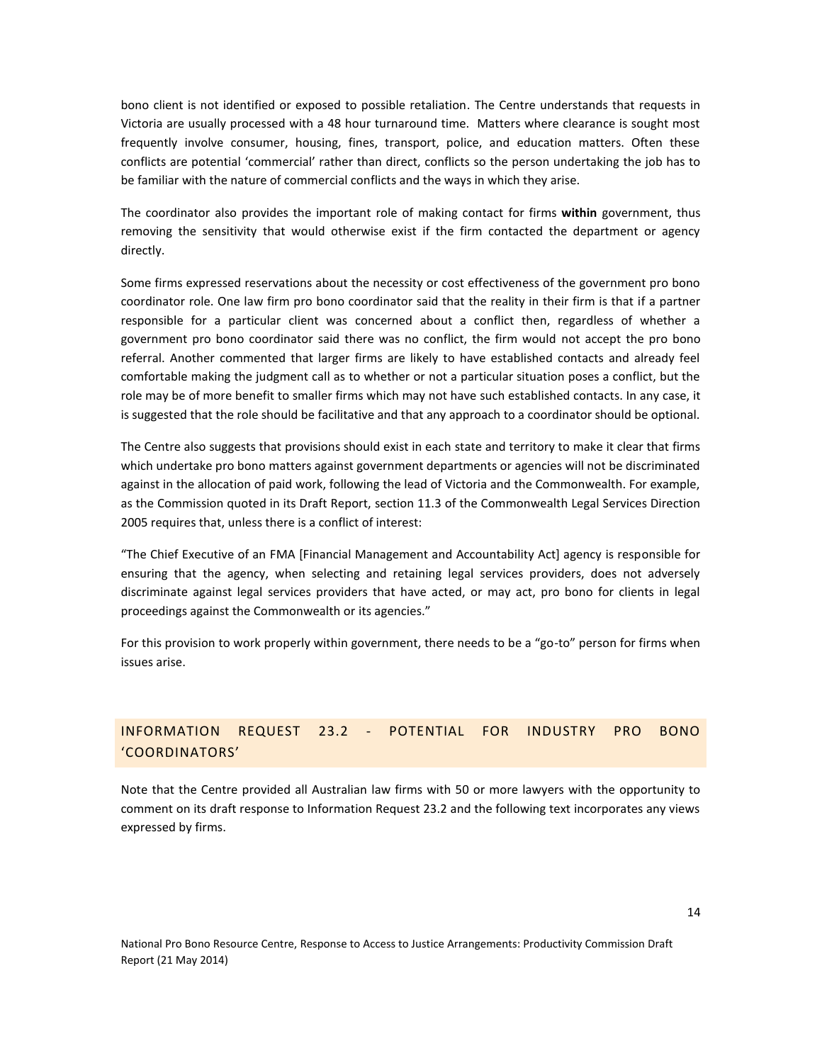bono client is not identified or exposed to possible retaliation. The Centre understands that requests in Victoria are usually processed with a 48 hour turnaround time. Matters where clearance is sought most frequently involve consumer, housing, fines, transport, police, and education matters. Often these conflicts are potential 'commercial' rather than direct, conflicts so the person undertaking the job has to be familiar with the nature of commercial conflicts and the ways in which they arise.

The coordinator also provides the important role of making contact for firms **within** government, thus removing the sensitivity that would otherwise exist if the firm contacted the department or agency directly.

Some firms expressed reservations about the necessity or cost effectiveness of the government pro bono coordinator role. One law firm pro bono coordinator said that the reality in their firm is that if a partner responsible for a particular client was concerned about a conflict then, regardless of whether a government pro bono coordinator said there was no conflict, the firm would not accept the pro bono referral. Another commented that larger firms are likely to have established contacts and already feel comfortable making the judgment call as to whether or not a particular situation poses a conflict, but the role may be of more benefit to smaller firms which may not have such established contacts. In any case, it is suggested that the role should be facilitative and that any approach to a coordinator should be optional.

The Centre also suggests that provisions should exist in each state and territory to make it clear that firms which undertake pro bono matters against government departments or agencies will not be discriminated against in the allocation of paid work, following the lead of Victoria and the Commonwealth. For example, as the Commission quoted in its Draft Report, section 11.3 of the Commonwealth Legal Services Direction 2005 requires that, unless there is a conflict of interest:

"The Chief Executive of an FMA [Financial Management and Accountability Act] agency is responsible for ensuring that the agency, when selecting and retaining legal services providers, does not adversely discriminate against legal services providers that have acted, or may act, pro bono for clients in legal proceedings against the Commonwealth or its agencies."

For this provision to work properly within government, there needs to be a "go-to" person for firms when issues arise.

## INFORMATION REQUEST 23.2 - POTENTIAL FOR INDUSTRY PRO BONO 'COORDINATORS'

Note that the Centre provided all Australian law firms with 50 or more lawyers with the opportunity to comment on its draft response to Information Request 23.2 and the following text incorporates any views expressed by firms.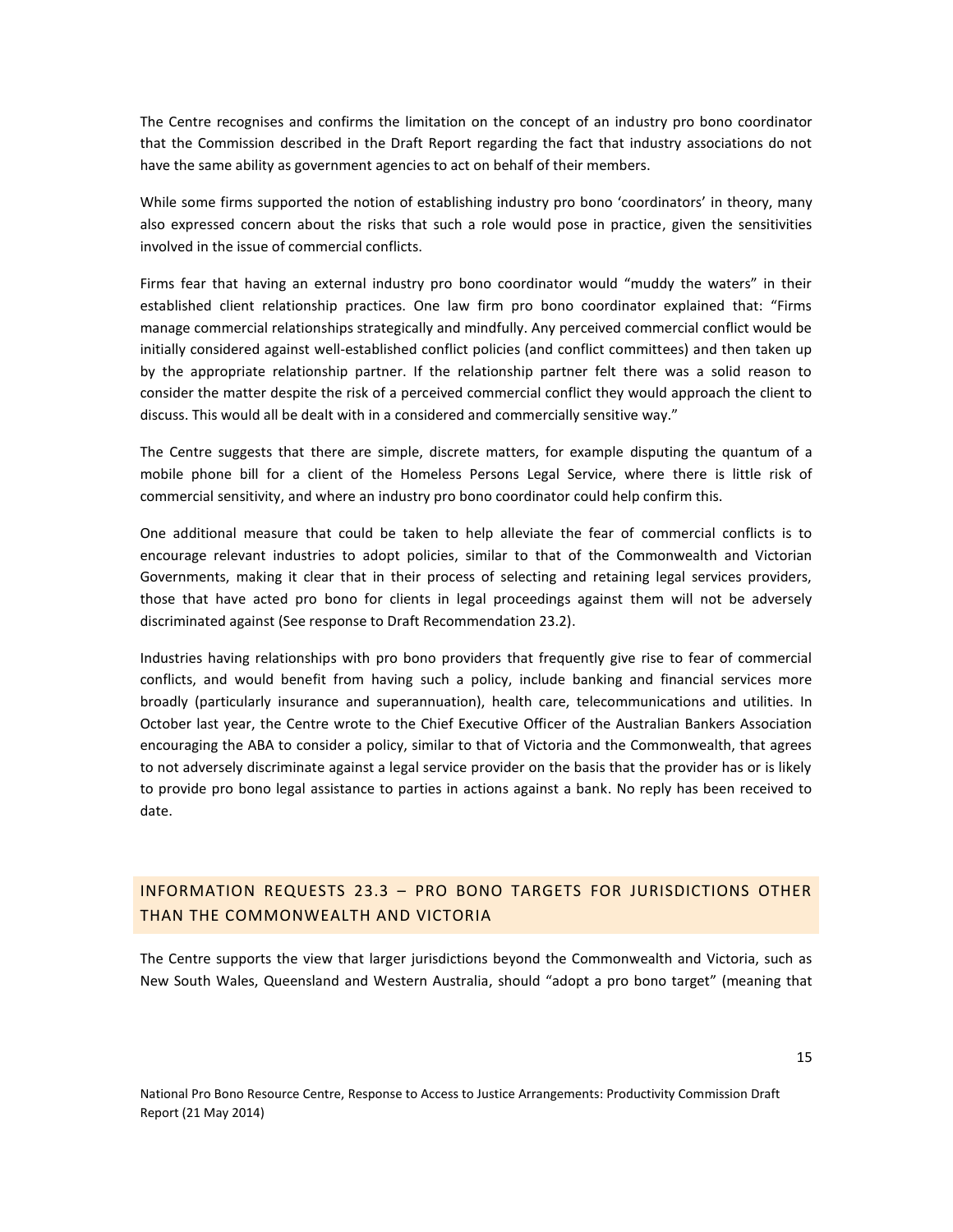The Centre recognises and confirms the limitation on the concept of an industry pro bono coordinator that the Commission described in the Draft Report regarding the fact that industry associations do not have the same ability as government agencies to act on behalf of their members.

While some firms supported the notion of establishing industry pro bono 'coordinators' in theory, many also expressed concern about the risks that such a role would pose in practice, given the sensitivities involved in the issue of commercial conflicts.

Firms fear that having an external industry pro bono coordinator would "muddy the waters" in their established client relationship practices. One law firm pro bono coordinator explained that: "Firms manage commercial relationships strategically and mindfully. Any perceived commercial conflict would be initially considered against well-established conflict policies (and conflict committees) and then taken up by the appropriate relationship partner. If the relationship partner felt there was a solid reason to consider the matter despite the risk of a perceived commercial conflict they would approach the client to discuss. This would all be dealt with in a considered and commercially sensitive way."

The Centre suggests that there are simple, discrete matters, for example disputing the quantum of a mobile phone bill for a client of the Homeless Persons Legal Service, where there is little risk of commercial sensitivity, and where an industry pro bono coordinator could help confirm this.

One additional measure that could be taken to help alleviate the fear of commercial conflicts is to encourage relevant industries to adopt policies, similar to that of the Commonwealth and Victorian Governments, making it clear that in their process of selecting and retaining legal services providers, those that have acted pro bono for clients in legal proceedings against them will not be adversely discriminated against (See response to Draft Recommendation 23.2).

Industries having relationships with pro bono providers that frequently give rise to fear of commercial conflicts, and would benefit from having such a policy, include banking and financial services more broadly (particularly insurance and superannuation), health care, telecommunications and utilities. In October last year, the Centre wrote to the Chief Executive Officer of the Australian Bankers Association encouraging the ABA to consider a policy, similar to that of Victoria and the Commonwealth, that agrees to not adversely discriminate against a legal service provider on the basis that the provider has or is likely to provide pro bono legal assistance to parties in actions against a bank. No reply has been received to date.

## INFORMATION REQUESTS 23.3 – PRO BONO TARGETS FOR JURISDICTIONS OTHER THAN THE COMMONWEALTH AND VICTORIA

The Centre supports the view that larger jurisdictions beyond the Commonwealth and Victoria, such as New South Wales, Queensland and Western Australia, should "adopt a pro bono target" (meaning that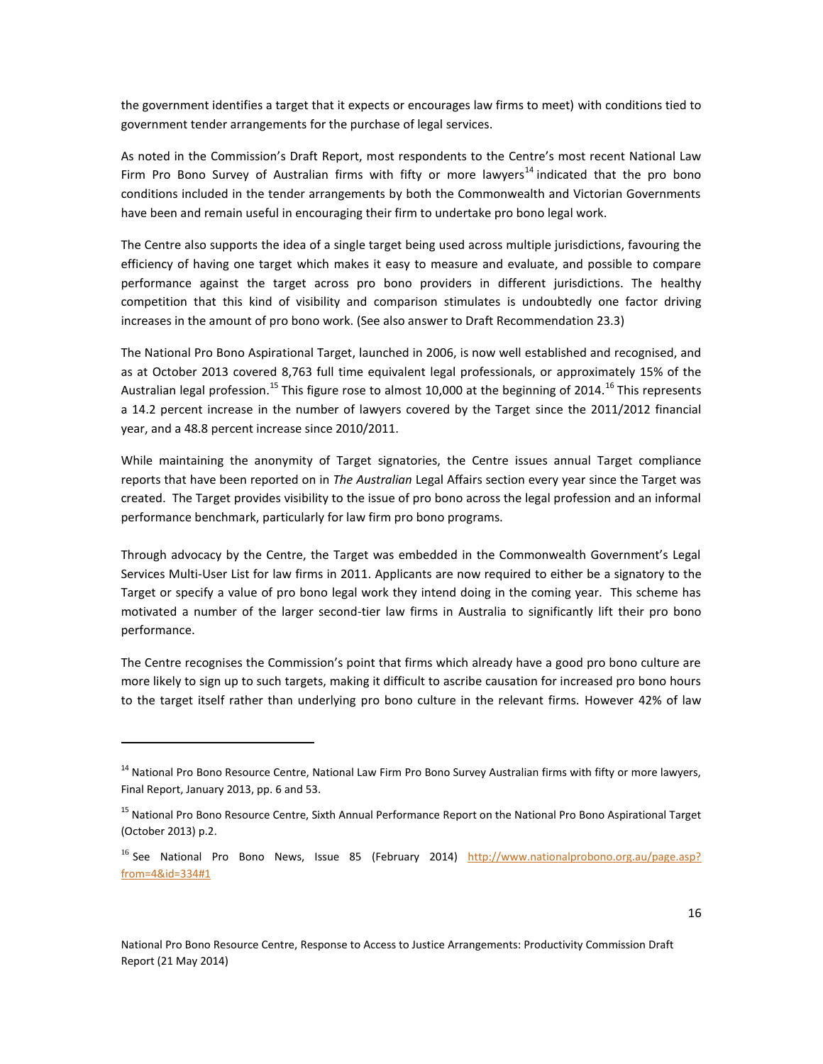the government identifies a target that it expects or encourages law firms to meet) with conditions tied to government tender arrangements for the purchase of legal services.

As noted in the Commission's Draft Report, most respondents to the Centre's most recent National Law Firm Pro Bono Survey of Australian firms with fifty or more lawyers[14] indicated that the pro bono conditions included in the tender arrangements by both the Commonwealth and Victorian Governments have been and remain useful in encouraging their firm to undertake pro bono legal work.

The Centre also supports the idea of a single target being used across multiple jurisdictions, favouring the efficiency of having one target which makes it easy to measure and evaluate, and possible to compare performance against the target across pro bono providers in different jurisdictions. The healthy competition that this kind of visibility and comparison stimulates is undoubtedly one factor driving increases in the amount of pro bono work. (See also answer to Draft Recommendation 23.3)

The National Pro Bono Aspirational Target, launched in 2006, is now well established and recognised, and as at October 2013 covered 8,763 full time equivalent legal professionals, or approximately 15% of the Australian legal profession.[15] This figure rose to almost 10,000 at the beginning of 2014.[16] This represents a 14.2 percent increase in the number of lawyers covered by the Target since the 2011/2012 financial year, and a 48.8 percent increase since 2010/2011.

While maintaining the anonymity of Target signatories, the Centre issues annual Target compliance reports that have been reported on in *The Australian* Legal Affairs section every year since the Target was created. The Target provides visibility to the issue of pro bono across the legal profession and an informal performance benchmark, particularly for law firm pro bono programs.

Through advocacy by the Centre, the Target was embedded in the Commonwealth Government's Legal Services Multi-User List for law firms in 2011. Applicants are now required to either be a signatory to the Target or specify a value of pro bono legal work they intend doing in the coming year. This scheme has motivated a number of the larger second-tier law firms in Australia to significantly lift their pro bono performance.

The Centre recognises the Commission's point that firms which already have a good pro bono culture are more likely to sign up to such targets, making it difficult to ascribe causation for increased pro bono hours to the target itself rather than underlying pro bono culture in the relevant firms. However 42% of law

---

[14] National Pro Bono Resource Centre, National Law Firm Pro Bono Survey Australian firms with fifty or more lawyers, Final Report, January 2013, pp. 6 and 53.

[15] National Pro Bono Resource Centre, Sixth Annual Performance Report on the National Pro Bono Aspirational Target (October 2013) p.2.

[16] See National Pro Bono News, Issue 85 (February 2014) http://www.nationalprobono.org.au/page.asp?from=4&id=334#1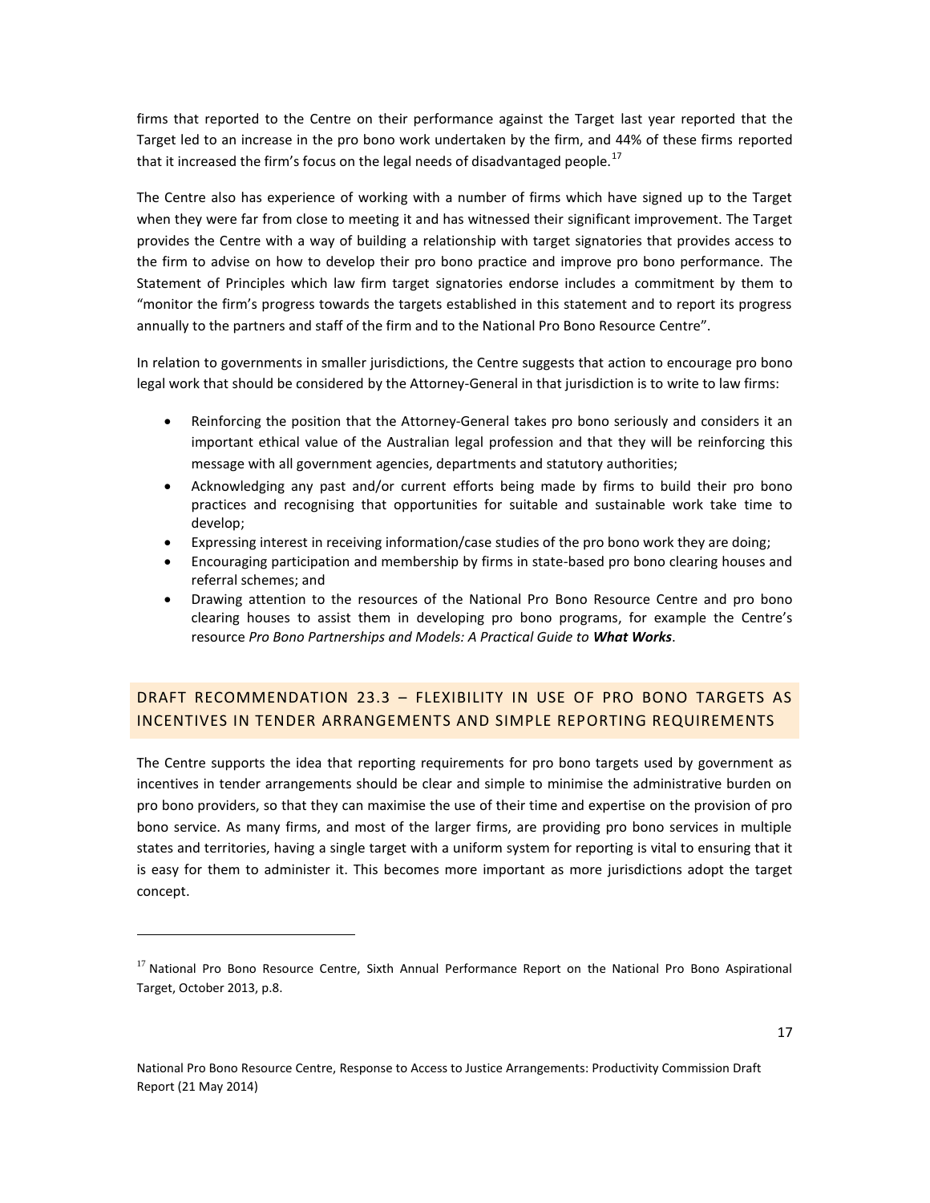firms that reported to the Centre on their performance against the Target last year reported that the Target led to an increase in the pro bono work undertaken by the firm, and 44% of these firms reported that it increased the firm's focus on the legal needs of disadvantaged people.[17]

The Centre also has experience of working with a number of firms which have signed up to the Target when they were far from close to meeting it and has witnessed their significant improvement. The Target provides the Centre with a way of building a relationship with target signatories that provides access to the firm to advise on how to develop their pro bono practice and improve pro bono performance. The Statement of Principles which law firm target signatories endorse includes a commitment by them to "monitor the firm's progress towards the targets established in this statement and to report its progress annually to the partners and staff of the firm and to the National Pro Bono Resource Centre".

In relation to governments in smaller jurisdictions, the Centre suggests that action to encourage pro bono legal work that should be considered by the Attorney-General in that jurisdiction is to write to law firms:

- Reinforcing the position that the Attorney-General takes pro bono seriously and considers it an important ethical value of the Australian legal profession and that they will be reinforcing this message with all government agencies, departments and statutory authorities;
- Acknowledging any past and/or current efforts being made by firms to build their pro bono practices and recognising that opportunities for suitable and sustainable work take time to develop;
- Expressing interest in receiving information/case studies of the pro bono work they are doing;
- Encouraging participation and membership by firms in state-based pro bono clearing houses and referral schemes; and
- Drawing attention to the resources of the National Pro Bono Resource Centre and pro bono clearing houses to assist them in developing pro bono programs, for example the Centre's resource *Pro Bono Partnerships and Models: A Practical Guide to* ***What Works***.

## DRAFT RECOMMENDATION 23.3 – FLEXIBILITY IN USE OF PRO BONO TARGETS AS INCENTIVES IN TENDER ARRANGEMENTS AND SIMPLE REPORTING REQUIREMENTS

The Centre supports the idea that reporting requirements for pro bono targets used by government as incentives in tender arrangements should be clear and simple to minimise the administrative burden on pro bono providers, so that they can maximise the use of their time and expertise on the provision of pro bono service. As many firms, and most of the larger firms, are providing pro bono services in multiple states and territories, having a single target with a uniform system for reporting is vital to ensuring that it is easy for them to administer it. This becomes more important as more jurisdictions adopt the target concept.

---

[17] National Pro Bono Resource Centre, Sixth Annual Performance Report on the National Pro Bono Aspirational Target, October 2013, p.8.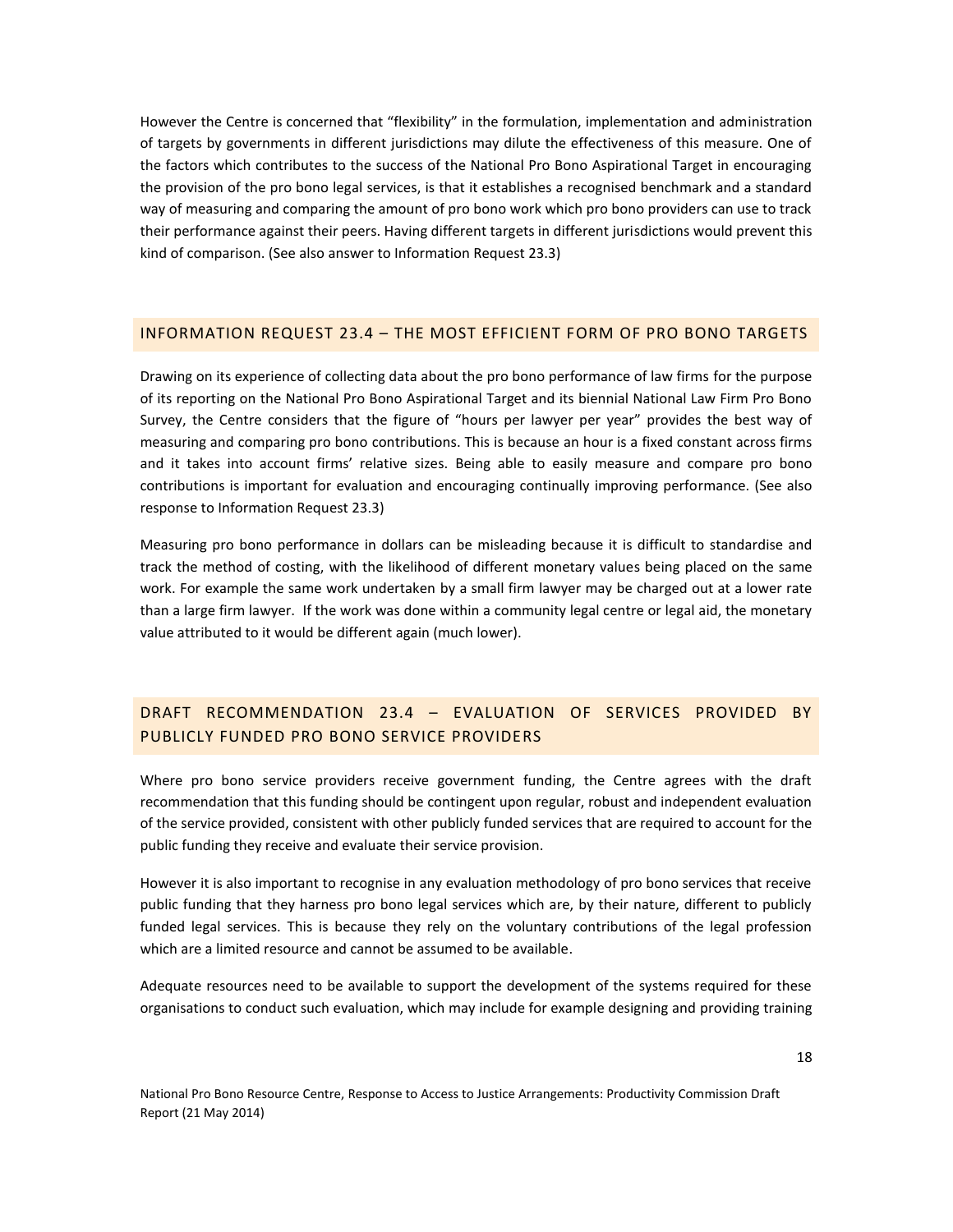However the Centre is concerned that "flexibility" in the formulation, implementation and administration of targets by governments in different jurisdictions may dilute the effectiveness of this measure. One of the factors which contributes to the success of the National Pro Bono Aspirational Target in encouraging the provision of the pro bono legal services, is that it establishes a recognised benchmark and a standard way of measuring and comparing the amount of pro bono work which pro bono providers can use to track their performance against their peers. Having different targets in different jurisdictions would prevent this kind of comparison. (See also answer to Information Request 23.3)

## INFORMATION REQUEST 23.4 – THE MOST EFFICIENT FORM OF PRO BONO TARGETS

Drawing on its experience of collecting data about the pro bono performance of law firms for the purpose of its reporting on the National Pro Bono Aspirational Target and its biennial National Law Firm Pro Bono Survey, the Centre considers that the figure of "hours per lawyer per year" provides the best way of measuring and comparing pro bono contributions. This is because an hour is a fixed constant across firms and it takes into account firms' relative sizes. Being able to easily measure and compare pro bono contributions is important for evaluation and encouraging continually improving performance. (See also response to Information Request 23.3)

Measuring pro bono performance in dollars can be misleading because it is difficult to standardise and track the method of costing, with the likelihood of different monetary values being placed on the same work. For example the same work undertaken by a small firm lawyer may be charged out at a lower rate than a large firm lawyer. If the work was done within a community legal centre or legal aid, the monetary value attributed to it would be different again (much lower).

## DRAFT RECOMMENDATION 23.4 – EVALUATION OF SERVICES PROVIDED BY PUBLICLY FUNDED PRO BONO SERVICE PROVIDERS

Where pro bono service providers receive government funding, the Centre agrees with the draft recommendation that this funding should be contingent upon regular, robust and independent evaluation of the service provided, consistent with other publicly funded services that are required to account for the public funding they receive and evaluate their service provision.

However it is also important to recognise in any evaluation methodology of pro bono services that receive public funding that they harness pro bono legal services which are, by their nature, different to publicly funded legal services. This is because they rely on the voluntary contributions of the legal profession which are a limited resource and cannot be assumed to be available.

Adequate resources need to be available to support the development of the systems required for these organisations to conduct such evaluation, which may include for example designing and providing training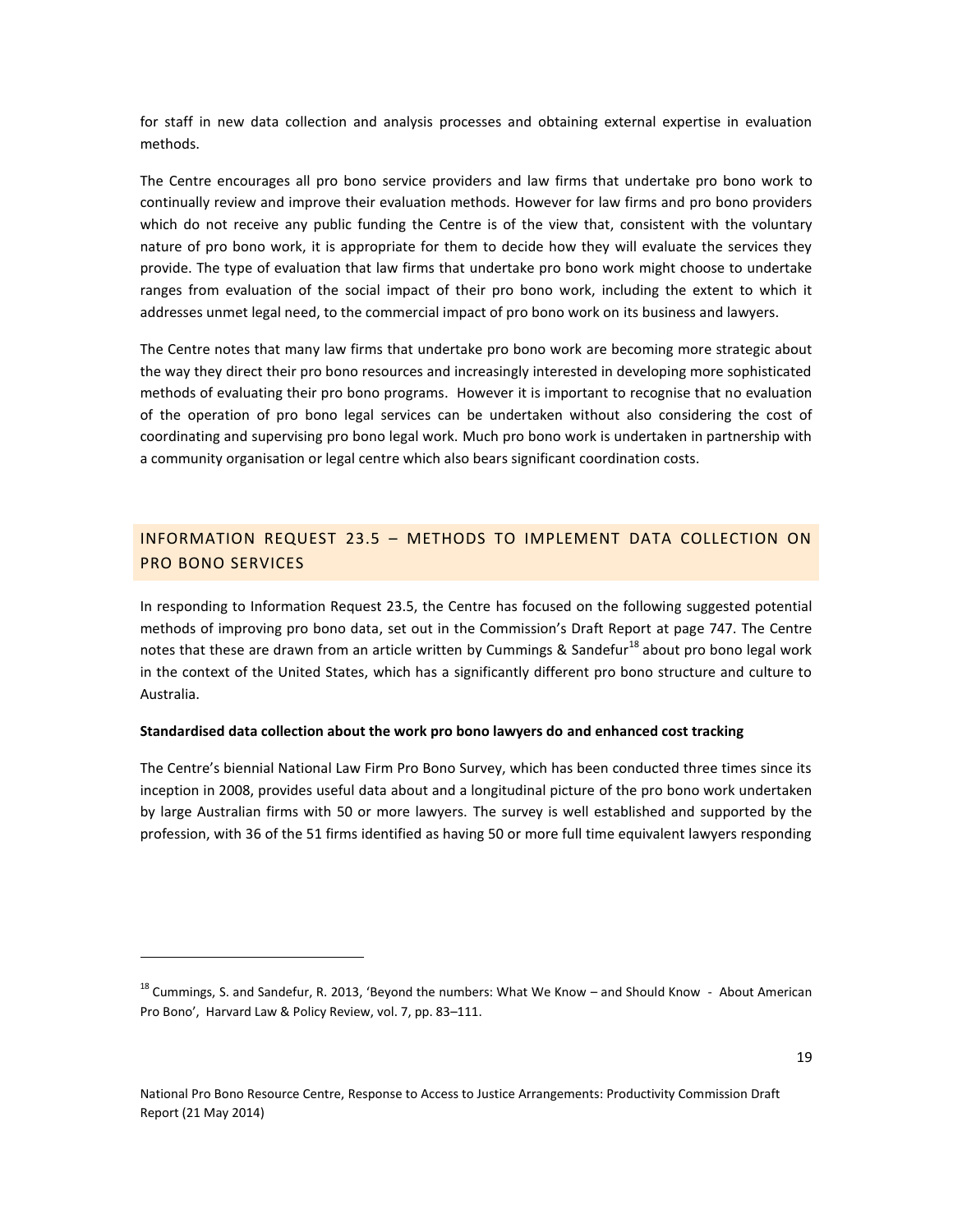for staff in new data collection and analysis processes and obtaining external expertise in evaluation methods.

The Centre encourages all pro bono service providers and law firms that undertake pro bono work to continually review and improve their evaluation methods. However for law firms and pro bono providers which do not receive any public funding the Centre is of the view that, consistent with the voluntary nature of pro bono work, it is appropriate for them to decide how they will evaluate the services they provide. The type of evaluation that law firms that undertake pro bono work might choose to undertake ranges from evaluation of the social impact of their pro bono work, including the extent to which it addresses unmet legal need, to the commercial impact of pro bono work on its business and lawyers.

The Centre notes that many law firms that undertake pro bono work are becoming more strategic about the way they direct their pro bono resources and increasingly interested in developing more sophisticated methods of evaluating their pro bono programs. However it is important to recognise that no evaluation of the operation of pro bono legal services can be undertaken without also considering the cost of coordinating and supervising pro bono legal work. Much pro bono work is undertaken in partnership with a community organisation or legal centre which also bears significant coordination costs.

## INFORMATION REQUEST 23.5 – METHODS TO IMPLEMENT DATA COLLECTION ON PRO BONO SERVICES

In responding to Information Request 23.5, the Centre has focused on the following suggested potential methods of improving pro bono data, set out in the Commission's Draft Report at page 747. The Centre notes that these are drawn from an article written by Cummings & Sandefur[18] about pro bono legal work in the context of the United States, which has a significantly different pro bono structure and culture to Australia.

**Standardised data collection about the work pro bono lawyers do and enhanced cost tracking**

The Centre's biennial National Law Firm Pro Bono Survey, which has been conducted three times since its inception in 2008, provides useful data about and a longitudinal picture of the pro bono work undertaken by large Australian firms with 50 or more lawyers. The survey is well established and supported by the profession, with 36 of the 51 firms identified as having 50 or more full time equivalent lawyers responding

---

[18] Cummings, S. and Sandefur, R. 2013, 'Beyond the numbers: What We Know – and Should Know - About American Pro Bono', Harvard Law & Policy Review, vol. 7, pp. 83–111.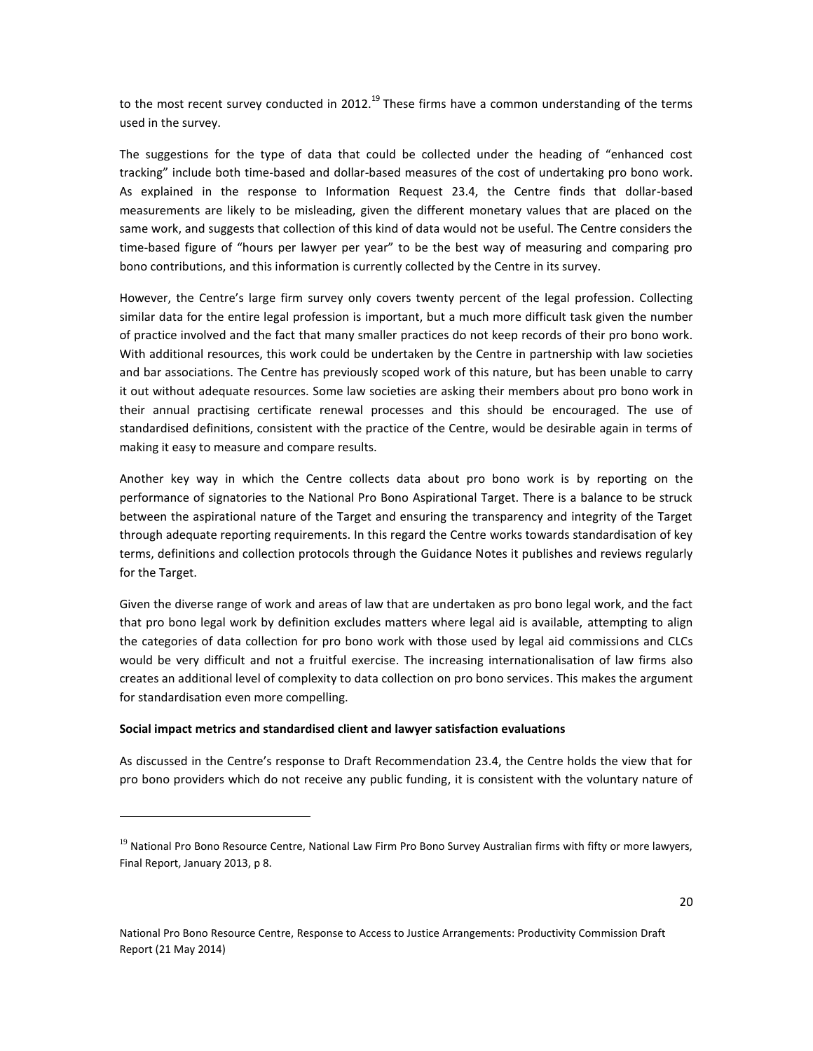to the most recent survey conducted in 2012.[19] These firms have a common understanding of the terms used in the survey.

The suggestions for the type of data that could be collected under the heading of "enhanced cost tracking" include both time-based and dollar-based measures of the cost of undertaking pro bono work. As explained in the response to Information Request 23.4, the Centre finds that dollar-based measurements are likely to be misleading, given the different monetary values that are placed on the same work, and suggests that collection of this kind of data would not be useful. The Centre considers the time-based figure of "hours per lawyer per year" to be the best way of measuring and comparing pro bono contributions, and this information is currently collected by the Centre in its survey.

However, the Centre's large firm survey only covers twenty percent of the legal profession. Collecting similar data for the entire legal profession is important, but a much more difficult task given the number of practice involved and the fact that many smaller practices do not keep records of their pro bono work. With additional resources, this work could be undertaken by the Centre in partnership with law societies and bar associations. The Centre has previously scoped work of this nature, but has been unable to carry it out without adequate resources. Some law societies are asking their members about pro bono work in their annual practising certificate renewal processes and this should be encouraged. The use of standardised definitions, consistent with the practice of the Centre, would be desirable again in terms of making it easy to measure and compare results.

Another key way in which the Centre collects data about pro bono work is by reporting on the performance of signatories to the National Pro Bono Aspirational Target. There is a balance to be struck between the aspirational nature of the Target and ensuring the transparency and integrity of the Target through adequate reporting requirements. In this regard the Centre works towards standardisation of key terms, definitions and collection protocols through the Guidance Notes it publishes and reviews regularly for the Target.

Given the diverse range of work and areas of law that are undertaken as pro bono legal work, and the fact that pro bono legal work by definition excludes matters where legal aid is available, attempting to align the categories of data collection for pro bono work with those used by legal aid commissions and CLCs would be very difficult and not a fruitful exercise. The increasing internationalisation of law firms also creates an additional level of complexity to data collection on pro bono services. This makes the argument for standardisation even more compelling.

**Social impact metrics and standardised client and lawyer satisfaction evaluations**

As discussed in the Centre's response to Draft Recommendation 23.4, the Centre holds the view that for pro bono providers which do not receive any public funding, it is consistent with the voluntary nature of

[19] National Pro Bono Resource Centre, National Law Firm Pro Bono Survey Australian firms with fifty or more lawyers, Final Report, January 2013, p 8.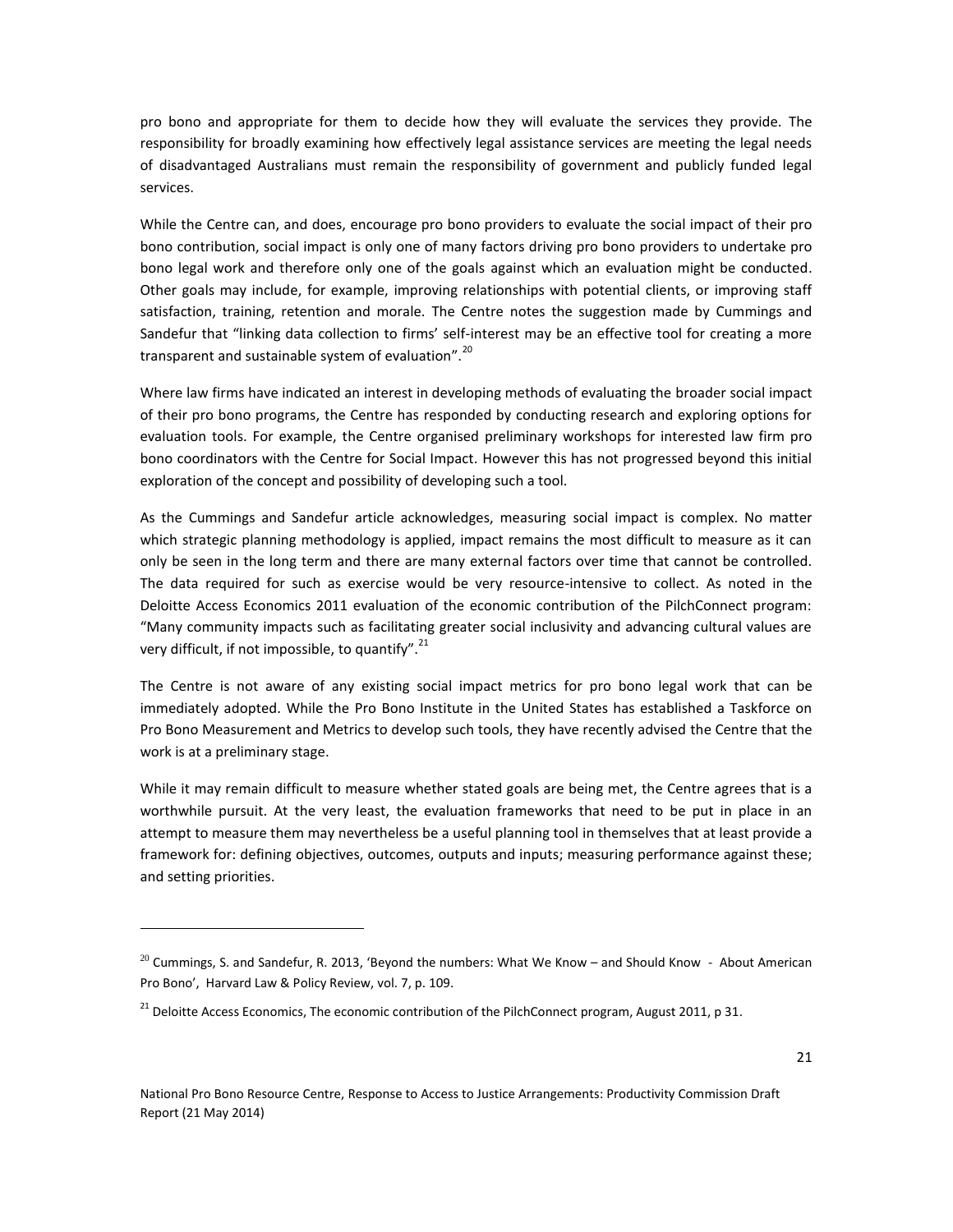pro bono and appropriate for them to decide how they will evaluate the services they provide. The responsibility for broadly examining how effectively legal assistance services are meeting the legal needs of disadvantaged Australians must remain the responsibility of government and publicly funded legal services.

While the Centre can, and does, encourage pro bono providers to evaluate the social impact of their pro bono contribution, social impact is only one of many factors driving pro bono providers to undertake pro bono legal work and therefore only one of the goals against which an evaluation might be conducted. Other goals may include, for example, improving relationships with potential clients, or improving staff satisfaction, training, retention and morale. The Centre notes the suggestion made by Cummings and Sandefur that "linking data collection to firms' self-interest may be an effective tool for creating a more transparent and sustainable system of evaluation".[20]

Where law firms have indicated an interest in developing methods of evaluating the broader social impact of their pro bono programs, the Centre has responded by conducting research and exploring options for evaluation tools. For example, the Centre organised preliminary workshops for interested law firm pro bono coordinators with the Centre for Social Impact. However this has not progressed beyond this initial exploration of the concept and possibility of developing such a tool.

As the Cummings and Sandefur article acknowledges, measuring social impact is complex. No matter which strategic planning methodology is applied, impact remains the most difficult to measure as it can only be seen in the long term and there are many external factors over time that cannot be controlled. The data required for such as exercise would be very resource-intensive to collect. As noted in the Deloitte Access Economics 2011 evaluation of the economic contribution of the PilchConnect program: "Many community impacts such as facilitating greater social inclusivity and advancing cultural values are very difficult, if not impossible, to quantify".[21]

The Centre is not aware of any existing social impact metrics for pro bono legal work that can be immediately adopted. While the Pro Bono Institute in the United States has established a Taskforce on Pro Bono Measurement and Metrics to develop such tools, they have recently advised the Centre that the work is at a preliminary stage.

While it may remain difficult to measure whether stated goals are being met, the Centre agrees that is a worthwhile pursuit. At the very least, the evaluation frameworks that need to be put in place in an attempt to measure them may nevertheless be a useful planning tool in themselves that at least provide a framework for: defining objectives, outcomes, outputs and inputs; measuring performance against these; and setting priorities.

---

[20] Cummings, S. and Sandefur, R. 2013, 'Beyond the numbers: What We Know – and Should Know - About American Pro Bono', Harvard Law & Policy Review, vol. 7, p. 109.

[21] Deloitte Access Economics, The economic contribution of the PilchConnect program, August 2011, p 31.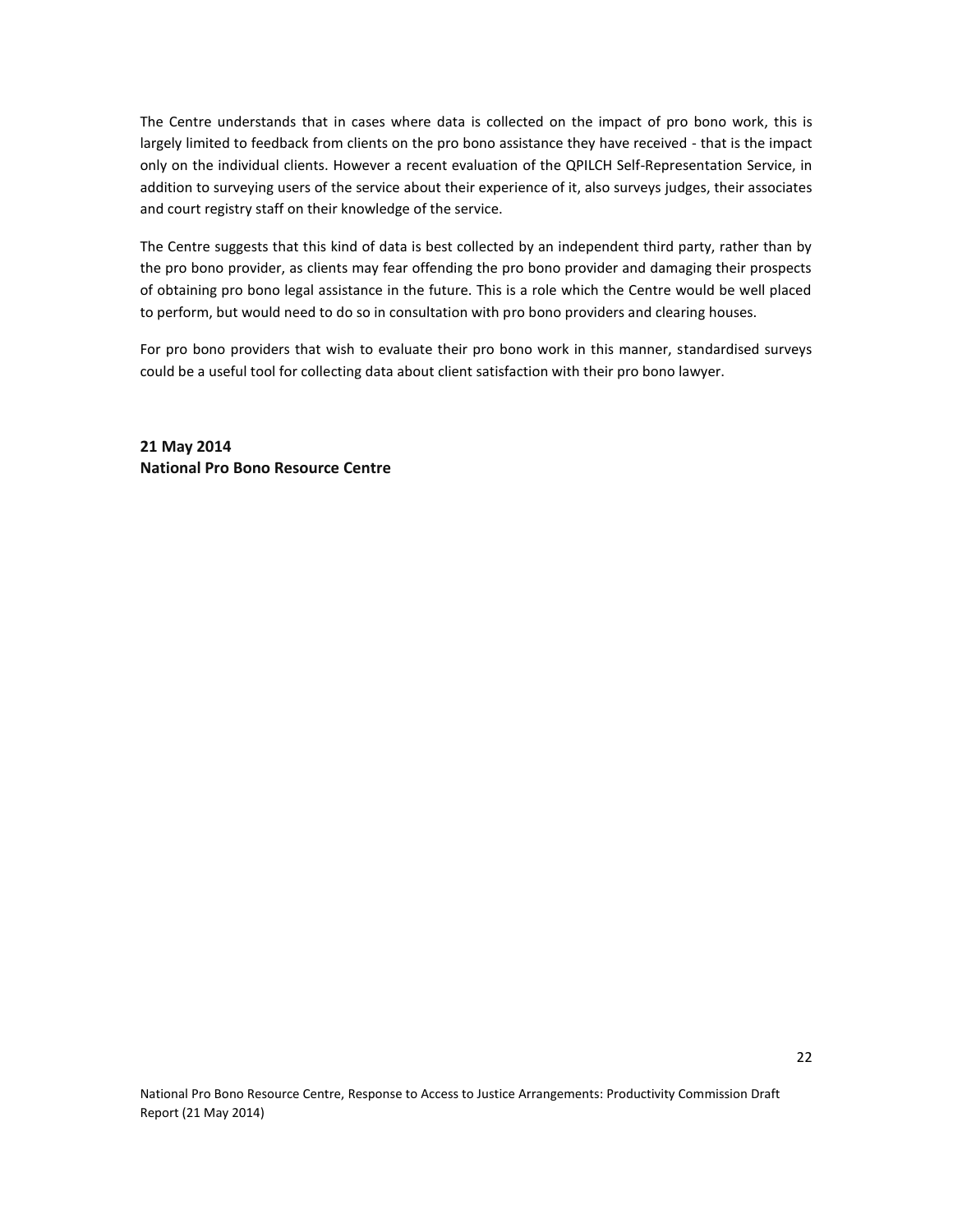The Centre understands that in cases where data is collected on the impact of pro bono work, this is largely limited to feedback from clients on the pro bono assistance they have received - that is the impact only on the individual clients. However a recent evaluation of the QPILCH Self-Representation Service, in addition to surveying users of the service about their experience of it, also surveys judges, their associates and court registry staff on their knowledge of the service.

The Centre suggests that this kind of data is best collected by an independent third party, rather than by the pro bono provider, as clients may fear offending the pro bono provider and damaging their prospects of obtaining pro bono legal assistance in the future. This is a role which the Centre would be well placed to perform, but would need to do so in consultation with pro bono providers and clearing houses.

For pro bono providers that wish to evaluate their pro bono work in this manner, standardised surveys could be a useful tool for collecting data about client satisfaction with their pro bono lawyer.

**21 May 2014**
**National Pro Bono Resource Centre**